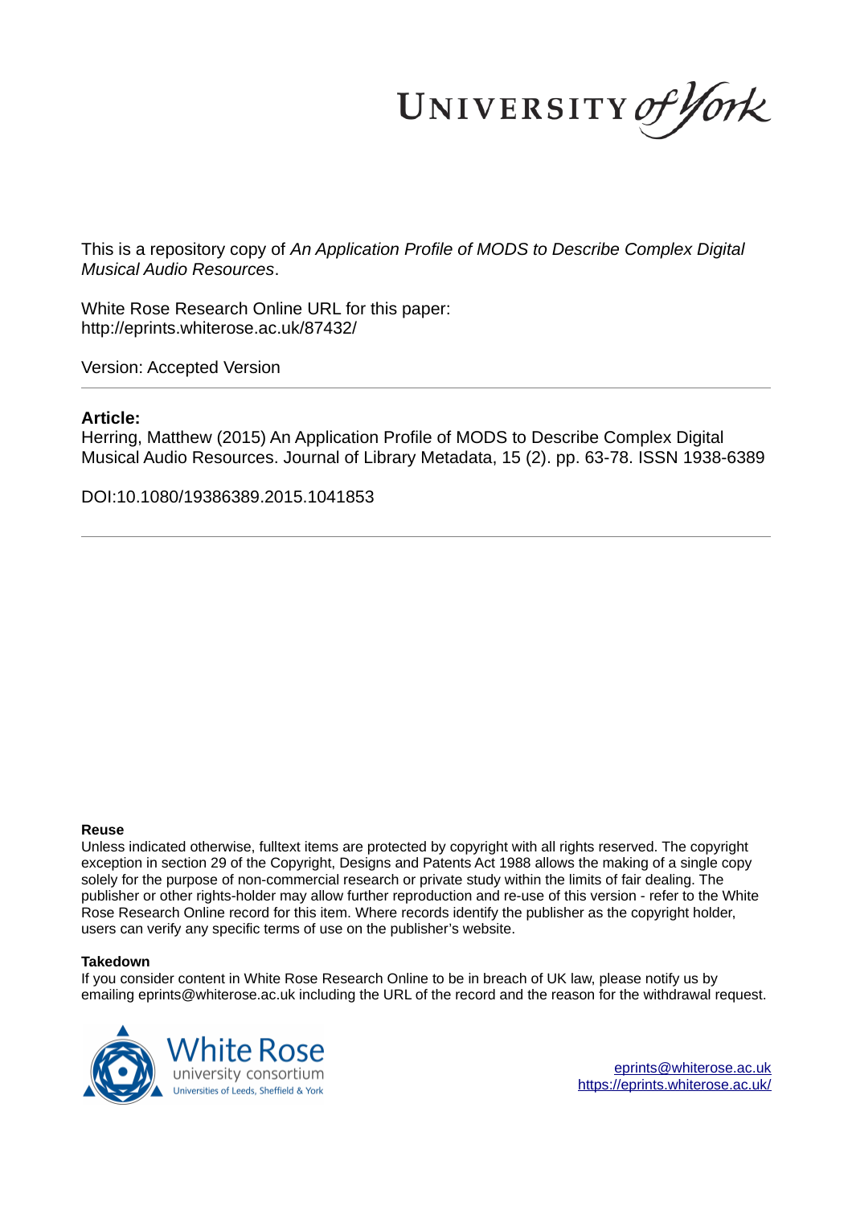This is a repository copy of *An Application Profile of MODS to Describe Complex Digital Musical Audio Resources*.

White Rose Research Online URL for this paper:
http://eprints.whiterose.ac.uk/87432/

Version: Accepted Version

**Article:**

Herring, Matthew (2015) An Application Profile of MODS to Describe Complex Digital Musical Audio Resources. Journal of Library Metadata, 15 (2). pp. 63-78. ISSN 1938-6389

DOI:10.1080/19386389.2015.1041853

---

**Reuse**

Unless indicated otherwise, fulltext items are protected by copyright with all rights reserved. The copyright exception in section 29 of the Copyright, Designs and Patents Act 1988 allows the making of a single copy solely for the purpose of non-commercial research or private study within the limits of fair dealing. The publisher or other rights-holder may allow further reproduction and re-use of this version - refer to the White Rose Research Online record for this item. Where records identify the publisher as the copyright holder, users can verify any specific terms of use on the publisher's website.

**Takedown**

If you consider content in White Rose Research Online to be in breach of UK law, please notify us by emailing eprints@whiterose.ac.uk including the URL of the record and the reason for the withdrawal request.

eprints@whiterose.ac.uk
https://eprints.whiterose.ac.uk/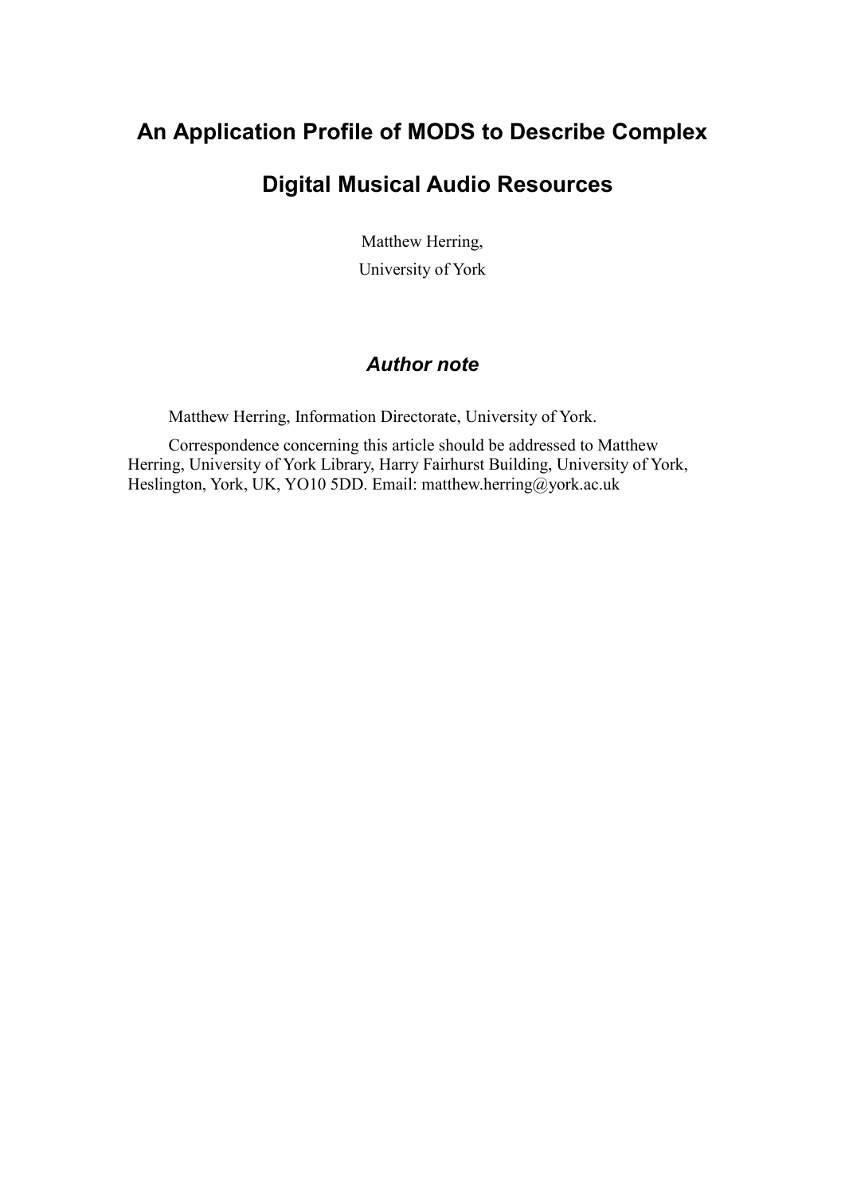# An Application Profile of MODS to Describe Complex Digital Musical Audio Resources

Matthew Herring,
University of York

## *Author note*

Matthew Herring, Information Directorate, University of York.

Correspondence concerning this article should be addressed to Matthew Herring, University of York Library, Harry Fairhurst Building, University of York, Heslington, York, UK, YO10 5DD. Email: matthew.herring@york.ac.uk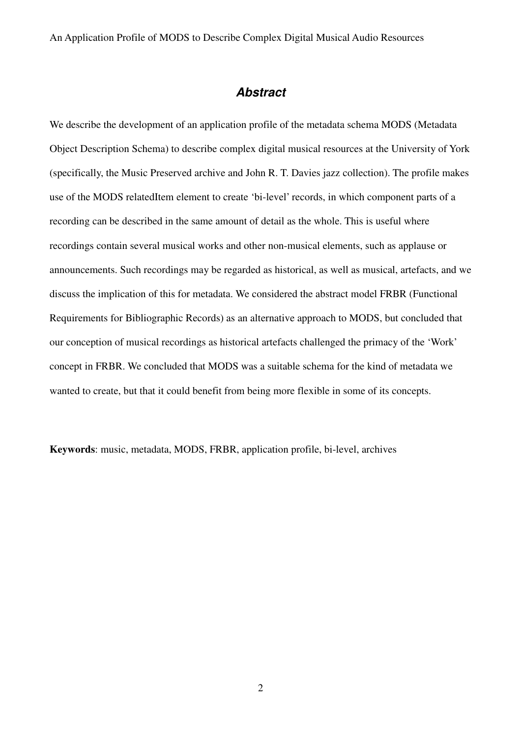## *Abstract*

We describe the development of an application profile of the metadata schema MODS (Metadata Object Description Schema) to describe complex digital musical resources at the University of York (specifically, the Music Preserved archive and John R. T. Davies jazz collection). The profile makes use of the MODS relatedItem element to create 'bi-level' records, in which component parts of a recording can be described in the same amount of detail as the whole. This is useful where recordings contain several musical works and other non-musical elements, such as applause or announcements. Such recordings may be regarded as historical, as well as musical, artefacts, and we discuss the implication of this for metadata. We considered the abstract model FRBR (Functional Requirements for Bibliographic Records) as an alternative approach to MODS, but concluded that our conception of musical recordings as historical artefacts challenged the primacy of the 'Work' concept in FRBR. We concluded that MODS was a suitable schema for the kind of metadata we wanted to create, but that it could benefit from being more flexible in some of its concepts.

**Keywords**: music, metadata, MODS, FRBR, application profile, bi-level, archives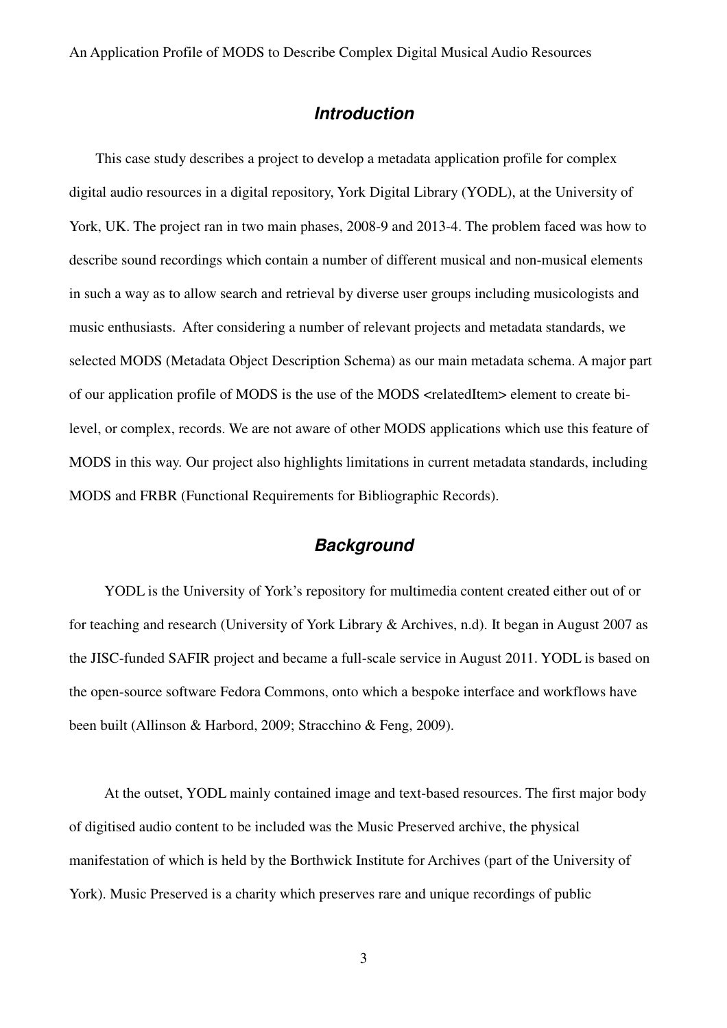## *Introduction*

This case study describes a project to develop a metadata application profile for complex digital audio resources in a digital repository, York Digital Library (YODL), at the University of York, UK. The project ran in two main phases, 2008-9 and 2013-4. The problem faced was how to describe sound recordings which contain a number of different musical and non-musical elements in such a way as to allow search and retrieval by diverse user groups including musicologists and music enthusiasts. After considering a number of relevant projects and metadata standards, we selected MODS (Metadata Object Description Schema) as our main metadata schema. A major part of our application profile of MODS is the use of the MODS <relatedItem> element to create bi-level, or complex, records. We are not aware of other MODS applications which use this feature of MODS in this way. Our project also highlights limitations in current metadata standards, including MODS and FRBR (Functional Requirements for Bibliographic Records).

## *Background*

YODL is the University of York's repository for multimedia content created either out of or for teaching and research (University of York Library & Archives, n.d). It began in August 2007 as the JISC-funded SAFIR project and became a full-scale service in August 2011. YODL is based on the open-source software Fedora Commons, onto which a bespoke interface and workflows have been built (Allinson & Harbord, 2009; Stracchino & Feng, 2009).

At the outset, YODL mainly contained image and text-based resources. The first major body of digitised audio content to be included was the Music Preserved archive, the physical manifestation of which is held by the Borthwick Institute for Archives (part of the University of York). Music Preserved is a charity which preserves rare and unique recordings of public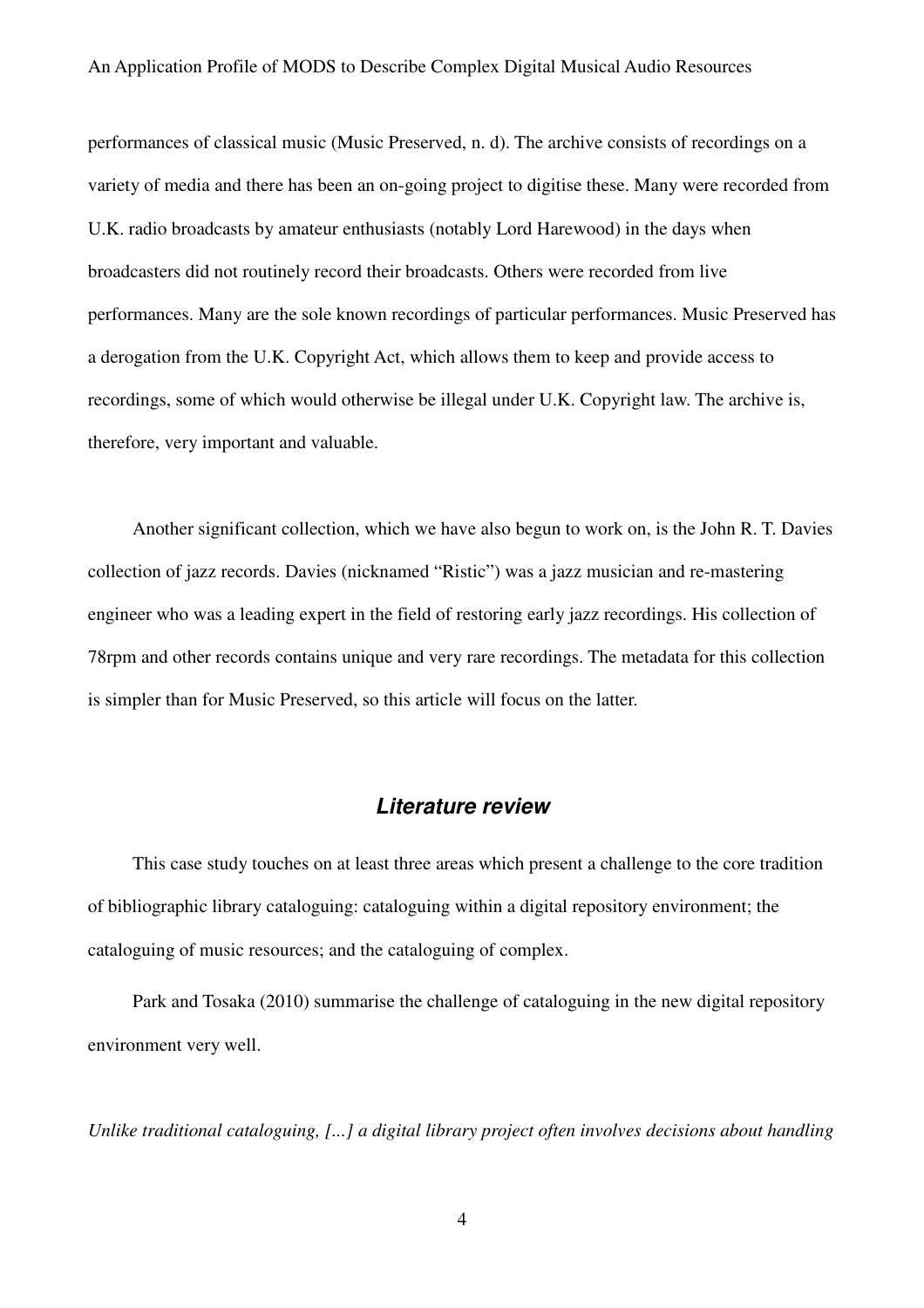performances of classical music (Music Preserved, n. d). The archive consists of recordings on a variety of media and there has been an on-going project to digitise these. Many were recorded from U.K. radio broadcasts by amateur enthusiasts (notably Lord Harewood) in the days when broadcasters did not routinely record their broadcasts. Others were recorded from live performances. Many are the sole known recordings of particular performances. Music Preserved has a derogation from the U.K. Copyright Act, which allows them to keep and provide access to recordings, some of which would otherwise be illegal under U.K. Copyright law. The archive is, therefore, very important and valuable.

Another significant collection, which we have also begun to work on, is the John R. T. Davies collection of jazz records. Davies (nicknamed "Ristic") was a jazz musician and re-mastering engineer who was a leading expert in the field of restoring early jazz recordings. His collection of 78rpm and other records contains unique and very rare recordings. The metadata for this collection is simpler than for Music Preserved, so this article will focus on the latter.

## *Literature review*

This case study touches on at least three areas which present a challenge to the core tradition of bibliographic library cataloguing: cataloguing within a digital repository environment; the cataloguing of music resources; and the cataloguing of complex.

Park and Tosaka (2010) summarise the challenge of cataloguing in the new digital repository environment very well.

*Unlike traditional cataloguing, [...] a digital library project often involves decisions about handling*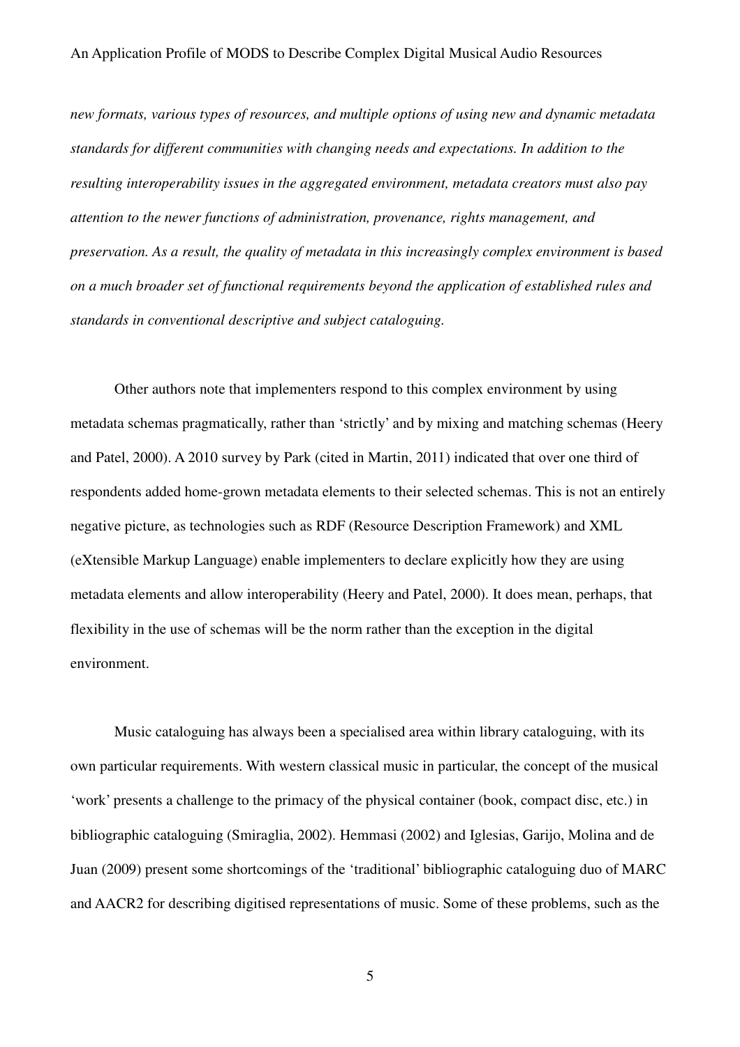*new formats, various types of resources, and multiple options of using new and dynamic metadata standards for different communities with changing needs and expectations. In addition to the resulting interoperability issues in the aggregated environment, metadata creators must also pay attention to the newer functions of administration, provenance, rights management, and preservation. As a result, the quality of metadata in this increasingly complex environment is based on a much broader set of functional requirements beyond the application of established rules and standards in conventional descriptive and subject cataloguing.*

Other authors note that implementers respond to this complex environment by using metadata schemas pragmatically, rather than 'strictly' and by mixing and matching schemas (Heery and Patel, 2000). A 2010 survey by Park (cited in Martin, 2011) indicated that over one third of respondents added home-grown metadata elements to their selected schemas. This is not an entirely negative picture, as technologies such as RDF (Resource Description Framework) and XML (eXtensible Markup Language) enable implementers to declare explicitly how they are using metadata elements and allow interoperability (Heery and Patel, 2000). It does mean, perhaps, that flexibility in the use of schemas will be the norm rather than the exception in the digital environment.

Music cataloguing has always been a specialised area within library cataloguing, with its own particular requirements. With western classical music in particular, the concept of the musical 'work' presents a challenge to the primacy of the physical container (book, compact disc, etc.) in bibliographic cataloguing (Smiraglia, 2002). Hemmasi (2002) and Iglesias, Garijo, Molina and de Juan (2009) present some shortcomings of the 'traditional' bibliographic cataloguing duo of MARC and AACR2 for describing digitised representations of music. Some of these problems, such as the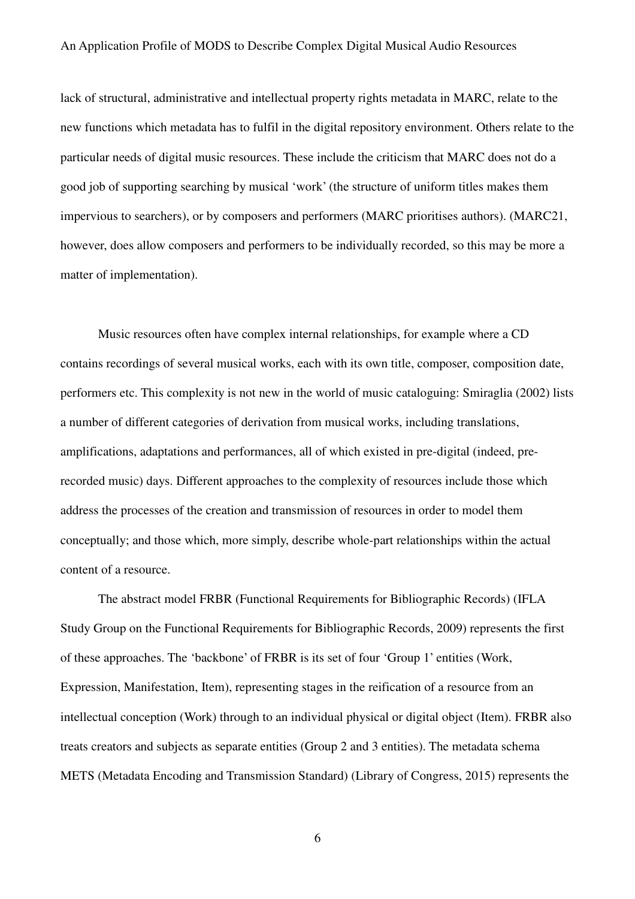lack of structural, administrative and intellectual property rights metadata in MARC, relate to the new functions which metadata has to fulfil in the digital repository environment. Others relate to the particular needs of digital music resources. These include the criticism that MARC does not do a good job of supporting searching by musical 'work' (the structure of uniform titles makes them impervious to searchers), or by composers and performers (MARC prioritises authors). (MARC21, however, does allow composers and performers to be individually recorded, so this may be more a matter of implementation).

Music resources often have complex internal relationships, for example where a CD contains recordings of several musical works, each with its own title, composer, composition date, performers etc. This complexity is not new in the world of music cataloguing: Smiraglia (2002) lists a number of different categories of derivation from musical works, including translations, amplifications, adaptations and performances, all of which existed in pre-digital (indeed, pre-recorded music) days. Different approaches to the complexity of resources include those which address the processes of the creation and transmission of resources in order to model them conceptually; and those which, more simply, describe whole-part relationships within the actual content of a resource.

The abstract model FRBR (Functional Requirements for Bibliographic Records) (IFLA Study Group on the Functional Requirements for Bibliographic Records, 2009) represents the first of these approaches. The 'backbone' of FRBR is its set of four 'Group 1' entities (Work, Expression, Manifestation, Item), representing stages in the reification of a resource from an intellectual conception (Work) through to an individual physical or digital object (Item). FRBR also treats creators and subjects as separate entities (Group 2 and 3 entities). The metadata schema METS (Metadata Encoding and Transmission Standard) (Library of Congress, 2015) represents the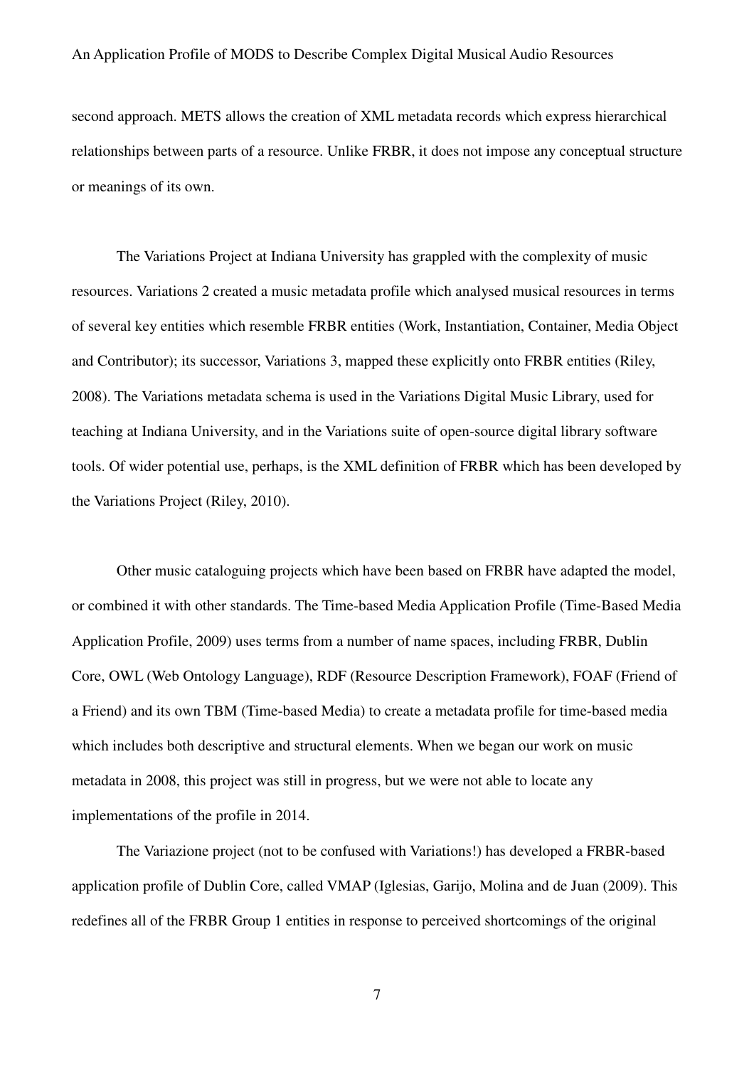second approach. METS allows the creation of XML metadata records which express hierarchical relationships between parts of a resource. Unlike FRBR, it does not impose any conceptual structure or meanings of its own.

The Variations Project at Indiana University has grappled with the complexity of music resources. Variations 2 created a music metadata profile which analysed musical resources in terms of several key entities which resemble FRBR entities (Work, Instantiation, Container, Media Object and Contributor); its successor, Variations 3, mapped these explicitly onto FRBR entities (Riley, 2008). The Variations metadata schema is used in the Variations Digital Music Library, used for teaching at Indiana University, and in the Variations suite of open-source digital library software tools. Of wider potential use, perhaps, is the XML definition of FRBR which has been developed by the Variations Project (Riley, 2010).

Other music cataloguing projects which have been based on FRBR have adapted the model, or combined it with other standards. The Time-based Media Application Profile (Time-Based Media Application Profile, 2009) uses terms from a number of name spaces, including FRBR, Dublin Core, OWL (Web Ontology Language), RDF (Resource Description Framework), FOAF (Friend of a Friend) and its own TBM (Time-based Media) to create a metadata profile for time-based media which includes both descriptive and structural elements. When we began our work on music metadata in 2008, this project was still in progress, but we were not able to locate any implementations of the profile in 2014.

The Variazione project (not to be confused with Variations!) has developed a FRBR-based application profile of Dublin Core, called VMAP (Iglesias, Garijo, Molina and de Juan (2009). This redefines all of the FRBR Group 1 entities in response to perceived shortcomings of the original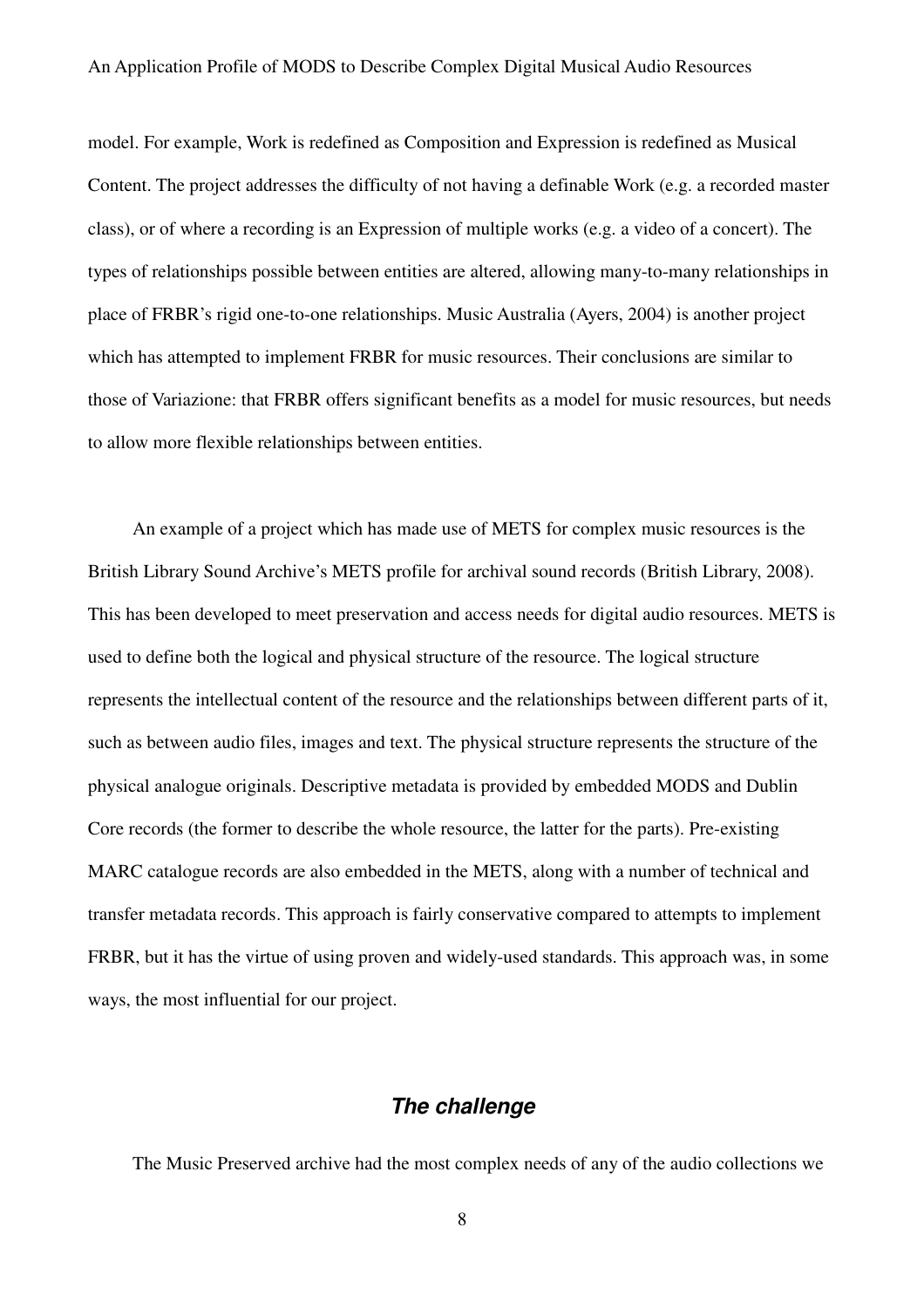model. For example, Work is redefined as Composition and Expression is redefined as Musical Content. The project addresses the difficulty of not having a definable Work (e.g. a recorded master class), or of where a recording is an Expression of multiple works (e.g. a video of a concert). The types of relationships possible between entities are altered, allowing many-to-many relationships in place of FRBR's rigid one-to-one relationships. Music Australia (Ayers, 2004) is another project which has attempted to implement FRBR for music resources. Their conclusions are similar to those of Variazione: that FRBR offers significant benefits as a model for music resources, but needs to allow more flexible relationships between entities.

An example of a project which has made use of METS for complex music resources is the British Library Sound Archive's METS profile for archival sound records (British Library, 2008). This has been developed to meet preservation and access needs for digital audio resources. METS is used to define both the logical and physical structure of the resource. The logical structure represents the intellectual content of the resource and the relationships between different parts of it, such as between audio files, images and text. The physical structure represents the structure of the physical analogue originals. Descriptive metadata is provided by embedded MODS and Dublin Core records (the former to describe the whole resource, the latter for the parts). Pre-existing MARC catalogue records are also embedded in the METS, along with a number of technical and transfer metadata records. This approach is fairly conservative compared to attempts to implement FRBR, but it has the virtue of using proven and widely-used standards. This approach was, in some ways, the most influential for our project.

## *The challenge*

The Music Preserved archive had the most complex needs of any of the audio collections we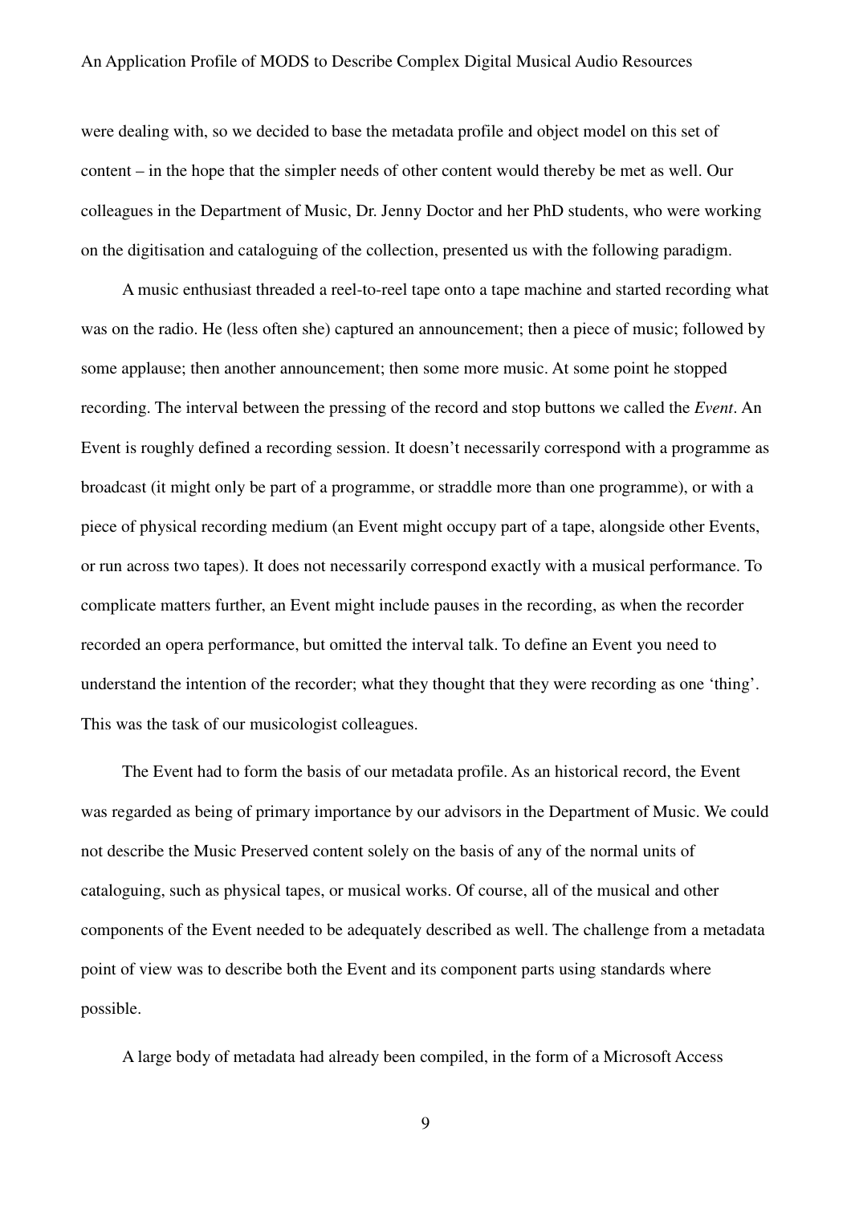were dealing with, so we decided to base the metadata profile and object model on this set of content – in the hope that the simpler needs of other content would thereby be met as well. Our colleagues in the Department of Music, Dr. Jenny Doctor and her PhD students, who were working on the digitisation and cataloguing of the collection, presented us with the following paradigm.

A music enthusiast threaded a reel-to-reel tape onto a tape machine and started recording what was on the radio. He (less often she) captured an announcement; then a piece of music; followed by some applause; then another announcement; then some more music. At some point he stopped recording. The interval between the pressing of the record and stop buttons we called the *Event*. An Event is roughly defined a recording session. It doesn't necessarily correspond with a programme as broadcast (it might only be part of a programme, or straddle more than one programme), or with a piece of physical recording medium (an Event might occupy part of a tape, alongside other Events, or run across two tapes). It does not necessarily correspond exactly with a musical performance. To complicate matters further, an Event might include pauses in the recording, as when the recorder recorded an opera performance, but omitted the interval talk. To define an Event you need to understand the intention of the recorder; what they thought that they were recording as one 'thing'. This was the task of our musicologist colleagues.

The Event had to form the basis of our metadata profile. As an historical record, the Event was regarded as being of primary importance by our advisors in the Department of Music. We could not describe the Music Preserved content solely on the basis of any of the normal units of cataloguing, such as physical tapes, or musical works. Of course, all of the musical and other components of the Event needed to be adequately described as well. The challenge from a metadata point of view was to describe both the Event and its component parts using standards where possible.

A large body of metadata had already been compiled, in the form of a Microsoft Access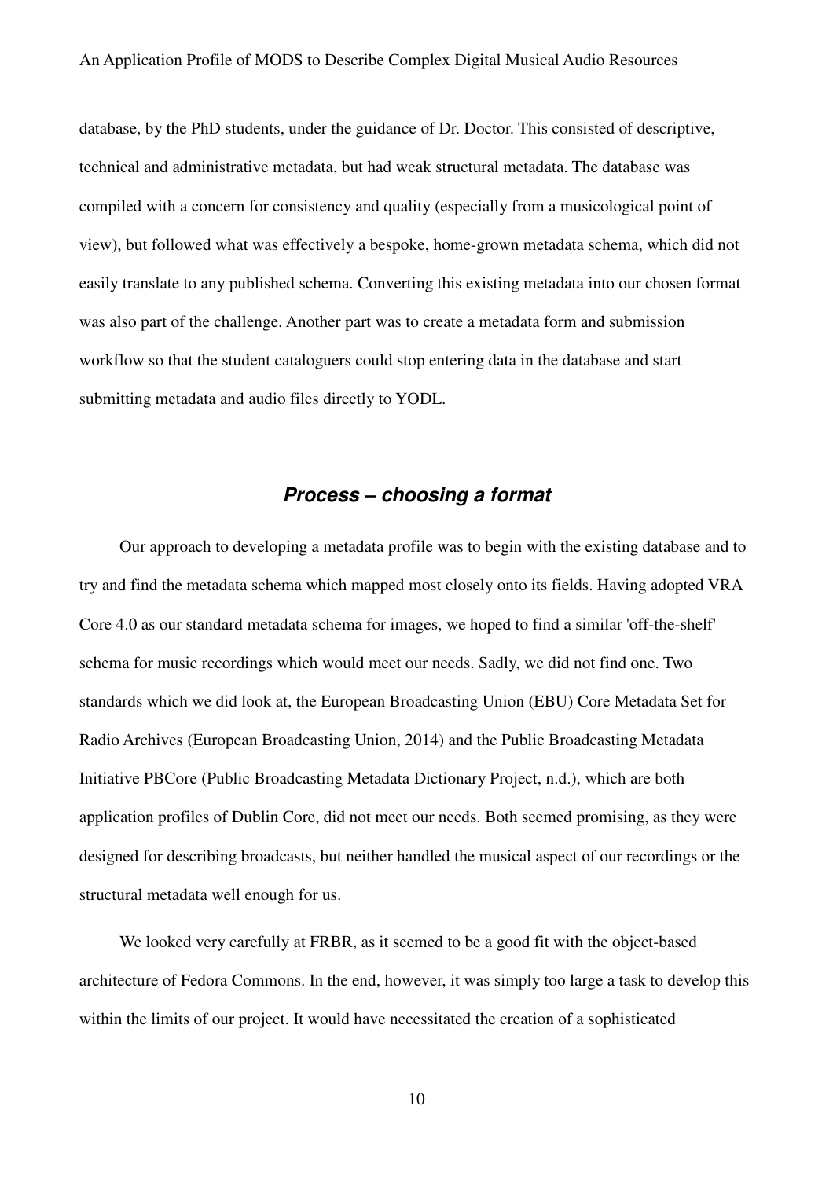database, by the PhD students, under the guidance of Dr. Doctor. This consisted of descriptive, technical and administrative metadata, but had weak structural metadata. The database was compiled with a concern for consistency and quality (especially from a musicological point of view), but followed what was effectively a bespoke, home-grown metadata schema, which did not easily translate to any published schema. Converting this existing metadata into our chosen format was also part of the challenge. Another part was to create a metadata form and submission workflow so that the student cataloguers could stop entering data in the database and start submitting metadata and audio files directly to YODL.

## ***Process – choosing a format***

Our approach to developing a metadata profile was to begin with the existing database and to try and find the metadata schema which mapped most closely onto its fields. Having adopted VRA Core 4.0 as our standard metadata schema for images, we hoped to find a similar 'off-the-shelf' schema for music recordings which would meet our needs. Sadly, we did not find one. Two standards which we did look at, the European Broadcasting Union (EBU) Core Metadata Set for Radio Archives (European Broadcasting Union, 2014) and the Public Broadcasting Metadata Initiative PBCore (Public Broadcasting Metadata Dictionary Project, n.d.), which are both application profiles of Dublin Core, did not meet our needs. Both seemed promising, as they were designed for describing broadcasts, but neither handled the musical aspect of our recordings or the structural metadata well enough for us.

We looked very carefully at FRBR, as it seemed to be a good fit with the object-based architecture of Fedora Commons. In the end, however, it was simply too large a task to develop this within the limits of our project. It would have necessitated the creation of a sophisticated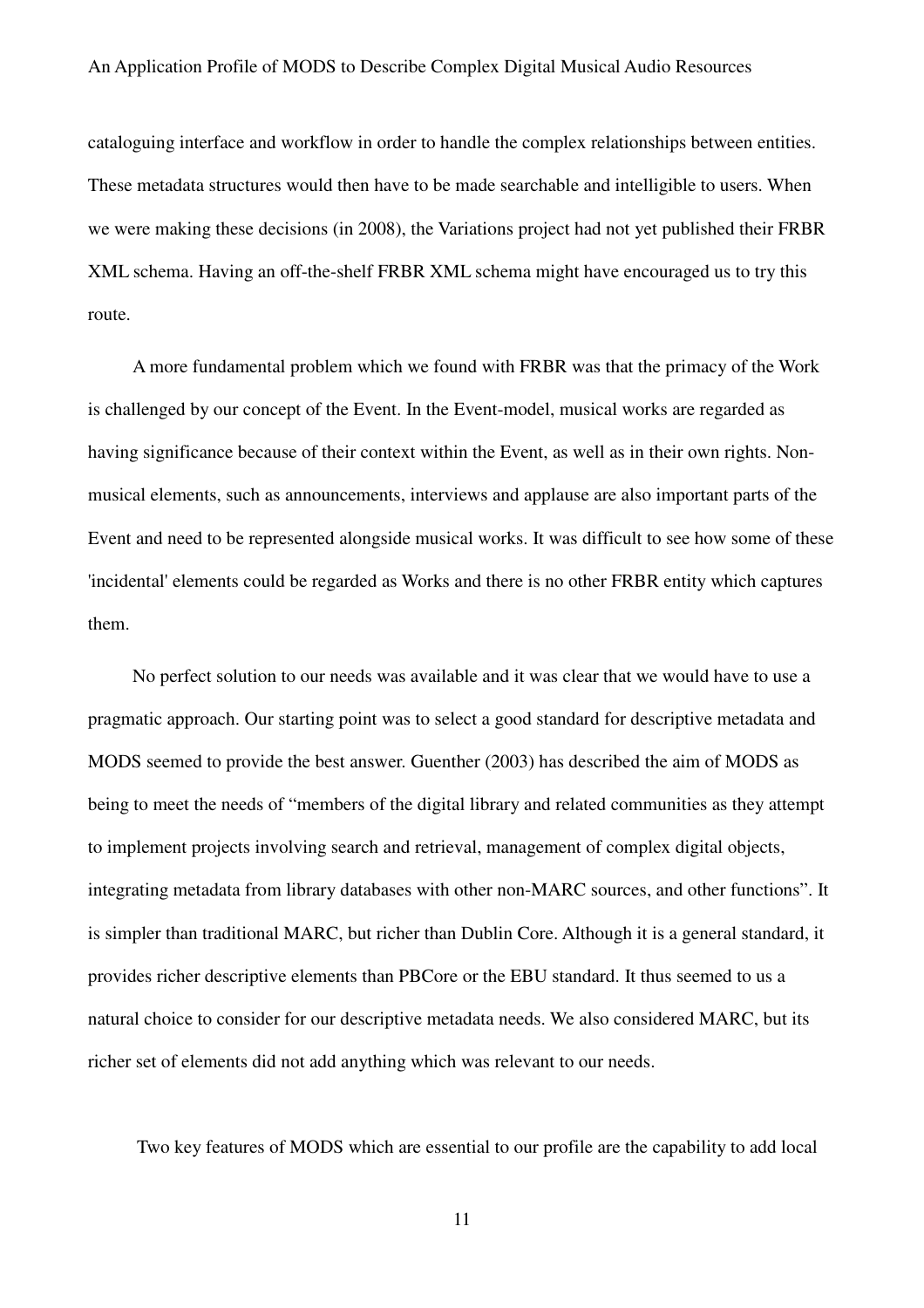cataloguing interface and workflow in order to handle the complex relationships between entities. These metadata structures would then have to be made searchable and intelligible to users. When we were making these decisions (in 2008), the Variations project had not yet published their FRBR XML schema. Having an off-the-shelf FRBR XML schema might have encouraged us to try this route.

A more fundamental problem which we found with FRBR was that the primacy of the Work is challenged by our concept of the Event. In the Event-model, musical works are regarded as having significance because of their context within the Event, as well as in their own rights. Non-musical elements, such as announcements, interviews and applause are also important parts of the Event and need to be represented alongside musical works. It was difficult to see how some of these 'incidental' elements could be regarded as Works and there is no other FRBR entity which captures them.

No perfect solution to our needs was available and it was clear that we would have to use a pragmatic approach. Our starting point was to select a good standard for descriptive metadata and MODS seemed to provide the best answer. Guenther (2003) has described the aim of MODS as being to meet the needs of "members of the digital library and related communities as they attempt to implement projects involving search and retrieval, management of complex digital objects, integrating metadata from library databases with other non-MARC sources, and other functions". It is simpler than traditional MARC, but richer than Dublin Core. Although it is a general standard, it provides richer descriptive elements than PBCore or the EBU standard. It thus seemed to us a natural choice to consider for our descriptive metadata needs. We also considered MARC, but its richer set of elements did not add anything which was relevant to our needs.

Two key features of MODS which are essential to our profile are the capability to add local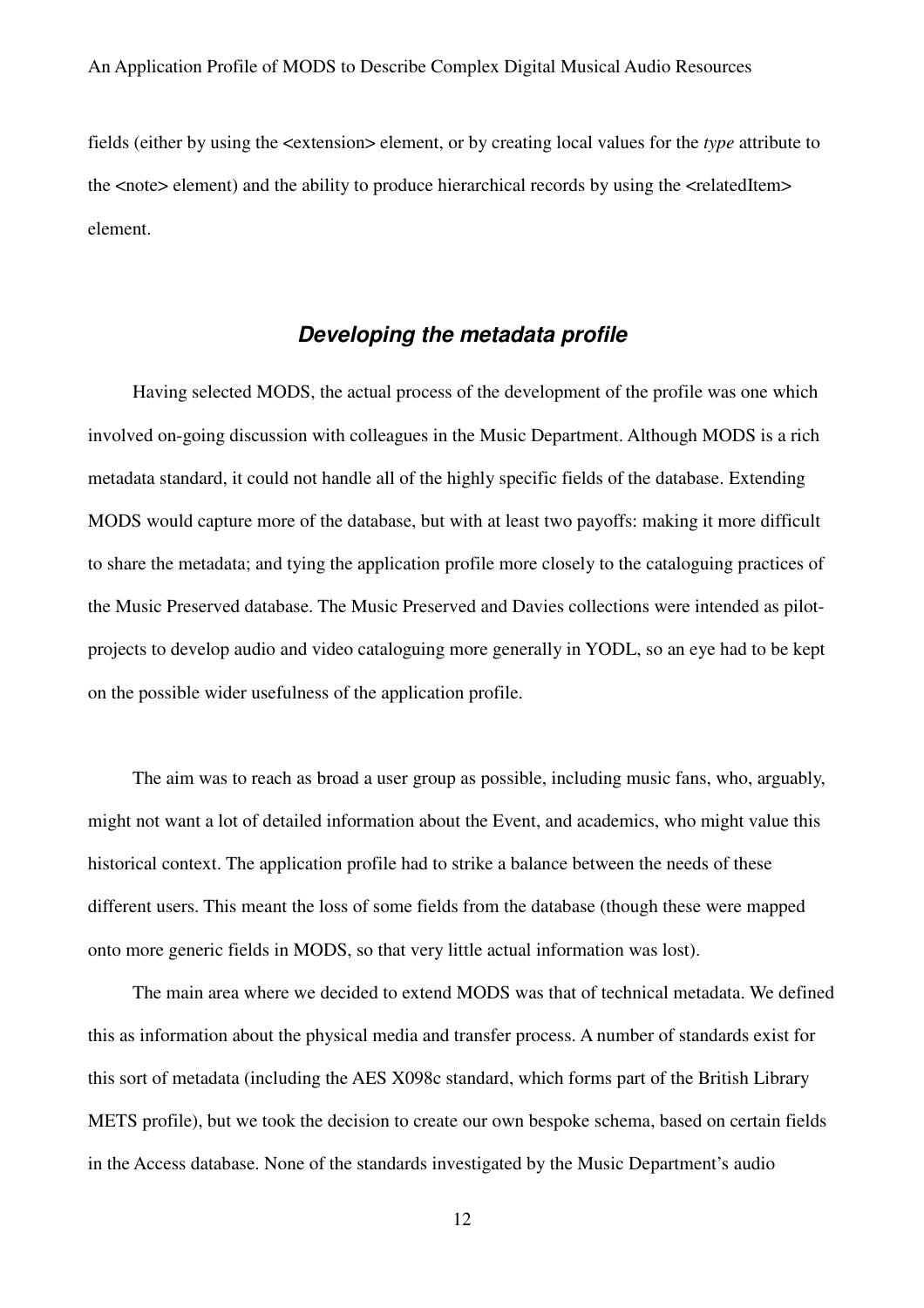fields (either by using the <extension> element, or by creating local values for the *type* attribute to the <note> element) and the ability to produce hierarchical records by using the <relatedItem> element.

## *Developing the metadata profile*

Having selected MODS, the actual process of the development of the profile was one which involved on-going discussion with colleagues in the Music Department. Although MODS is a rich metadata standard, it could not handle all of the highly specific fields of the database. Extending MODS would capture more of the database, but with at least two payoffs: making it more difficult to share the metadata; and tying the application profile more closely to the cataloguing practices of the Music Preserved database. The Music Preserved and Davies collections were intended as pilot-projects to develop audio and video cataloguing more generally in YODL, so an eye had to be kept on the possible wider usefulness of the application profile.

The aim was to reach as broad a user group as possible, including music fans, who, arguably, might not want a lot of detailed information about the Event, and academics, who might value this historical context. The application profile had to strike a balance between the needs of these different users. This meant the loss of some fields from the database (though these were mapped onto more generic fields in MODS, so that very little actual information was lost).

The main area where we decided to extend MODS was that of technical metadata. We defined this as information about the physical media and transfer process. A number of standards exist for this sort of metadata (including the AES X098c standard, which forms part of the British Library METS profile), but we took the decision to create our own bespoke schema, based on certain fields in the Access database. None of the standards investigated by the Music Department's audio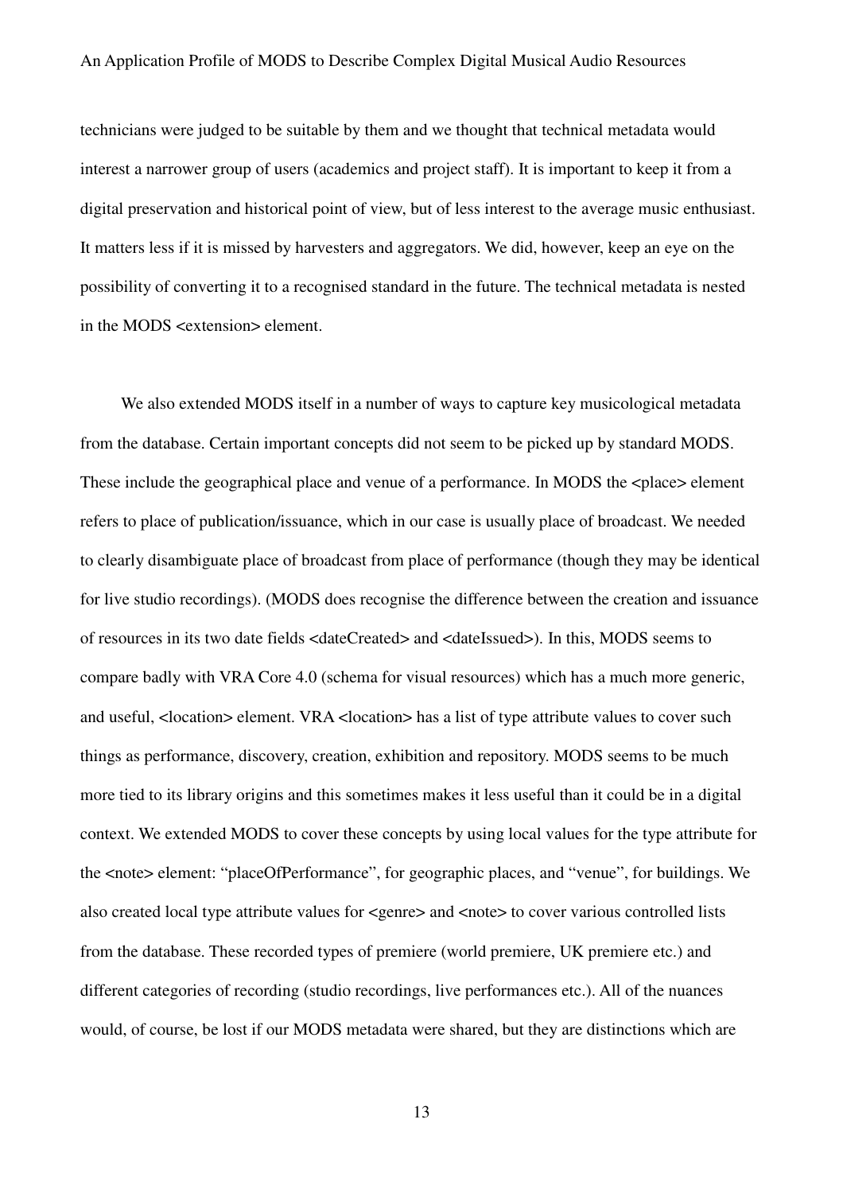technicians were judged to be suitable by them and we thought that technical metadata would interest a narrower group of users (academics and project staff). It is important to keep it from a digital preservation and historical point of view, but of less interest to the average music enthusiast. It matters less if it is missed by harvesters and aggregators. We did, however, keep an eye on the possibility of converting it to a recognised standard in the future. The technical metadata is nested in the MODS <extension> element.

We also extended MODS itself in a number of ways to capture key musicological metadata from the database. Certain important concepts did not seem to be picked up by standard MODS. These include the geographical place and venue of a performance. In MODS the <place> element refers to place of publication/issuance, which in our case is usually place of broadcast. We needed to clearly disambiguate place of broadcast from place of performance (though they may be identical for live studio recordings). (MODS does recognise the difference between the creation and issuance of resources in its two date fields <dateCreated> and <dateIssued>). In this, MODS seems to compare badly with VRA Core 4.0 (schema for visual resources) which has a much more generic, and useful, <location> element. VRA <location> has a list of type attribute values to cover such things as performance, discovery, creation, exhibition and repository. MODS seems to be much more tied to its library origins and this sometimes makes it less useful than it could be in a digital context. We extended MODS to cover these concepts by using local values for the type attribute for the <note> element: "placeOfPerformance", for geographic places, and "venue", for buildings. We also created local type attribute values for <genre> and <note> to cover various controlled lists from the database. These recorded types of premiere (world premiere, UK premiere etc.) and different categories of recording (studio recordings, live performances etc.). All of the nuances would, of course, be lost if our MODS metadata were shared, but they are distinctions which are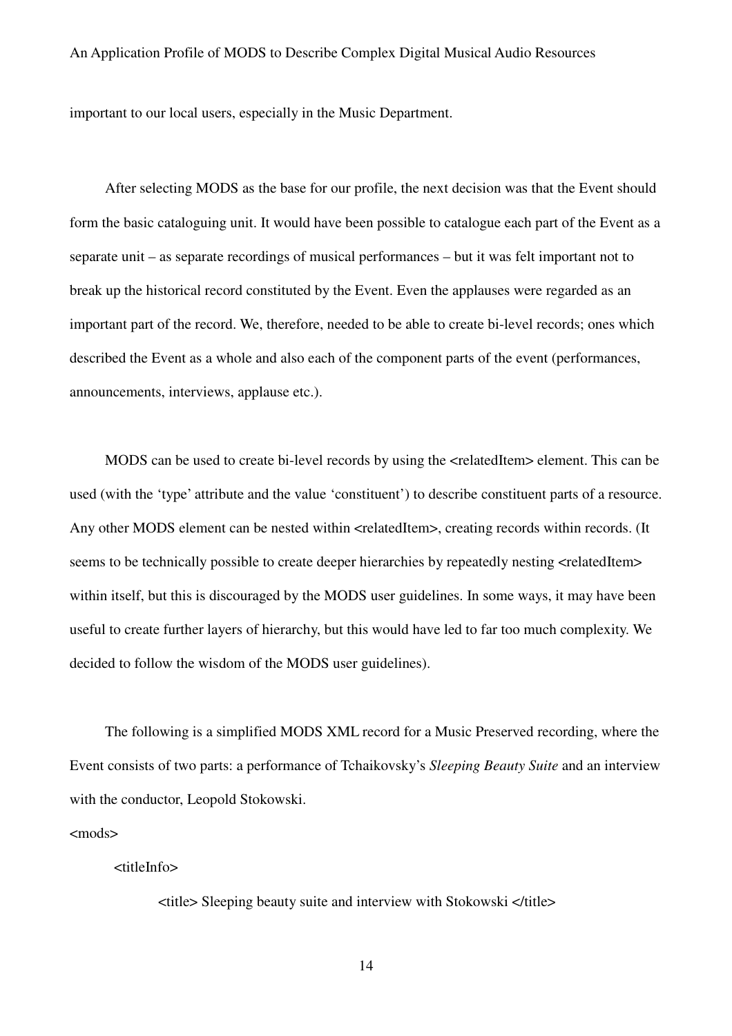important to our local users, especially in the Music Department.

After selecting MODS as the base for our profile, the next decision was that the Event should form the basic cataloguing unit. It would have been possible to catalogue each part of the Event as a separate unit – as separate recordings of musical performances – but it was felt important not to break up the historical record constituted by the Event. Even the applauses were regarded as an important part of the record. We, therefore, needed to be able to create bi-level records; ones which described the Event as a whole and also each of the component parts of the event (performances, announcements, interviews, applause etc.).

MODS can be used to create bi-level records by using the <relatedItem> element. This can be used (with the 'type' attribute and the value 'constituent') to describe constituent parts of a resource. Any other MODS element can be nested within <relatedItem>, creating records within records. (It seems to be technically possible to create deeper hierarchies by repeatedly nesting <relatedItem> within itself, but this is discouraged by the MODS user guidelines. In some ways, it may have been useful to create further layers of hierarchy, but this would have led to far too much complexity. We decided to follow the wisdom of the MODS user guidelines).

The following is a simplified MODS XML record for a Music Preserved recording, where the Event consists of two parts: a performance of Tchaikovsky's *Sleeping Beauty Suite* and an interview with the conductor, Leopold Stokowski.

```
<mods>
  <titleInfo>
      <title> Sleeping beauty suite and interview with Stokowski </title>
```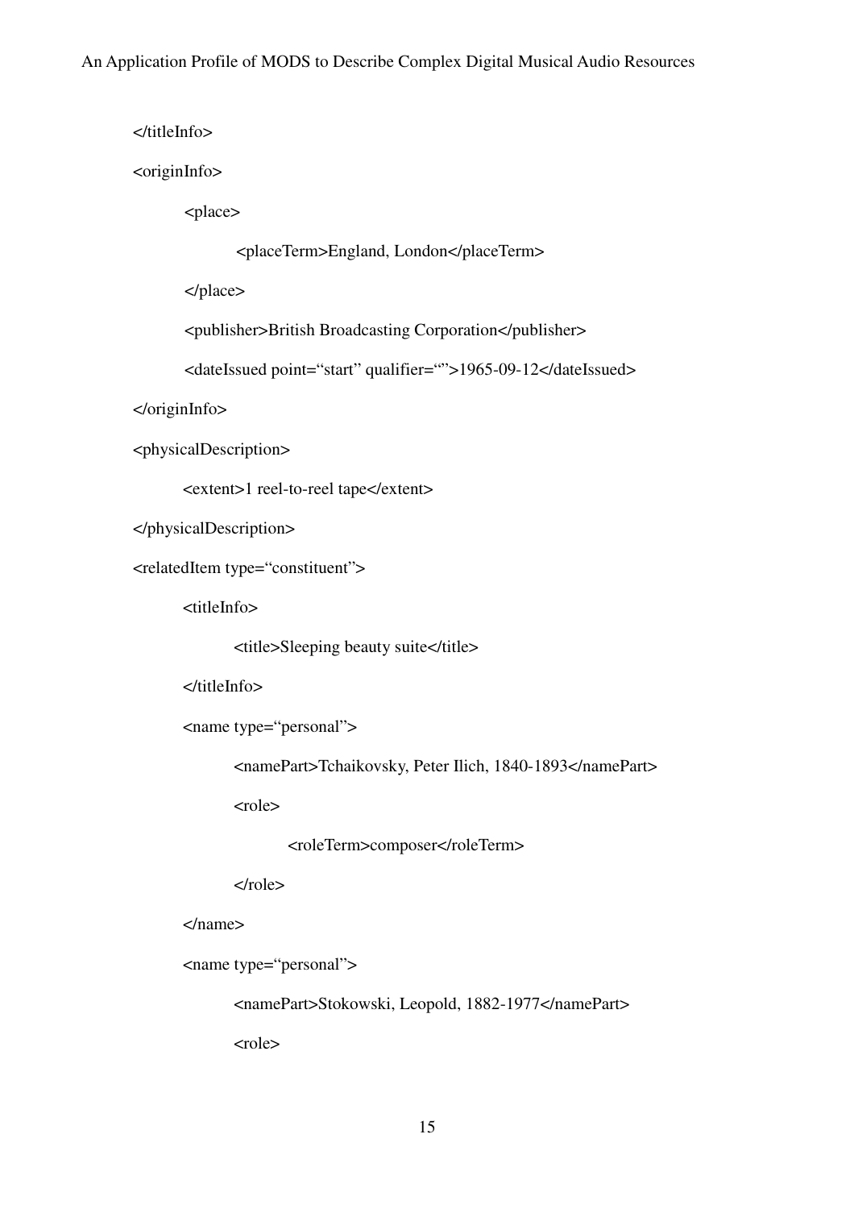```
</titleInfo>
<originInfo>
    <place>
        <placeTerm>England, London</placeTerm>
    </place>
    <publisher>British Broadcasting Corporation</publisher>
    <dateIssued point="start" qualifier="">1965-09-12</dateIssued>
</originInfo>
<physicalDescription>
    <extent>1 reel-to-reel tape</extent>
</physicalDescription>
<relatedItem type="constituent">
    <titleInfo>
        <title>Sleeping beauty suite</title>
    </titleInfo>
    <name type="personal">
        <namePart>Tchaikovsky, Peter Ilich, 1840-1893</namePart>
        <role>
            <roleTerm>composer</roleTerm>
        </role>
    </name>
    <name type="personal">
        <namePart>Stokowski, Leopold, 1882-1977</namePart>
        <role>
```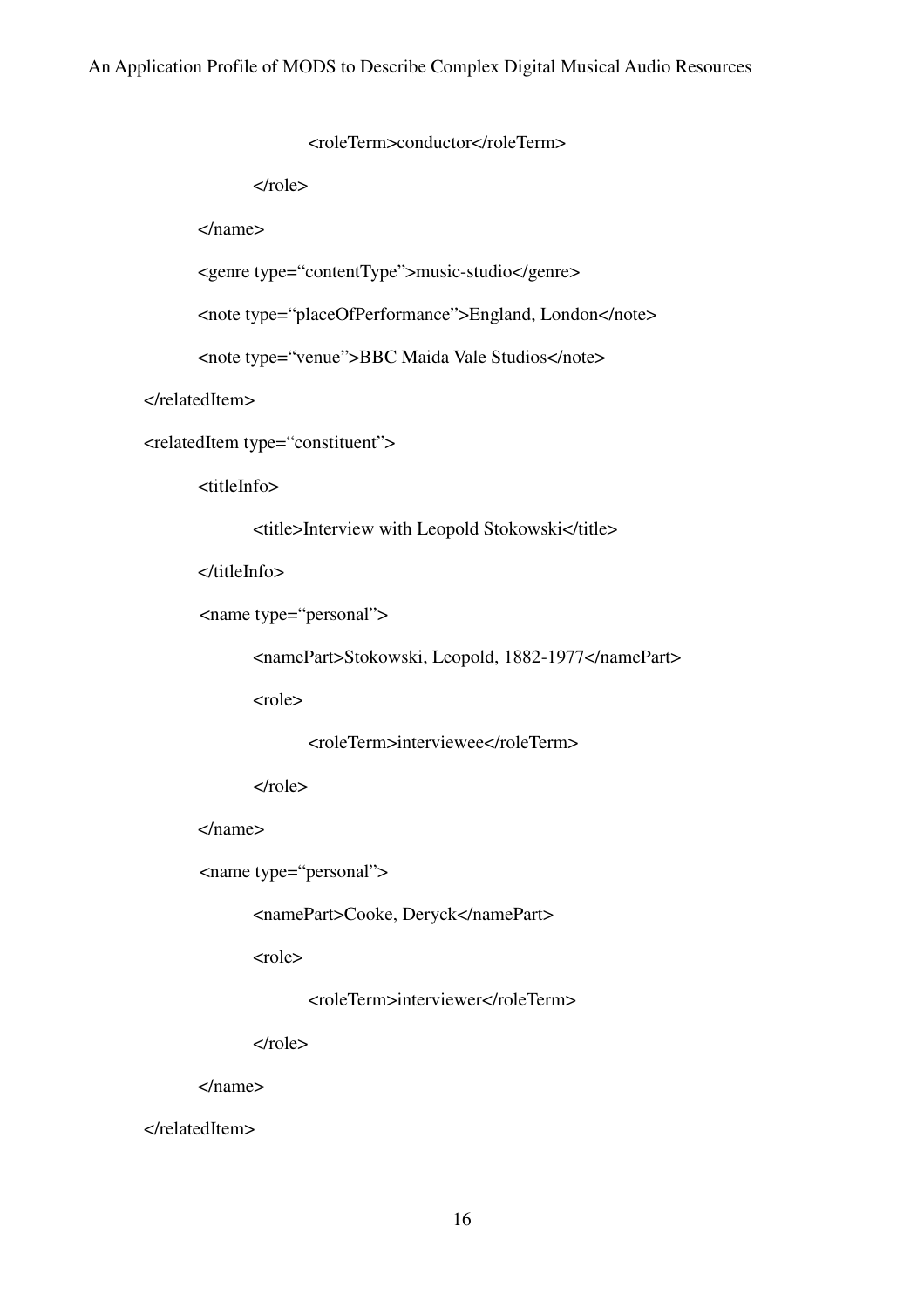```
                <roleTerm>conductor</roleTerm>
            </role>
        </name>
        <genre type="contentType">music-studio</genre>
        <note type="placeOfPerformance">England, London</note>
        <note type="venue">BBC Maida Vale Studios</note>
    </relatedItem>
    <relatedItem type="constituent">
        <titleInfo>
            <title>Interview with Leopold Stokowski</title>
        </titleInfo>
        <name type="personal">
            <namePart>Stokowski, Leopold, 1882-1977</namePart>
            <role>
                <roleTerm>interviewee</roleTerm>
            </role>
        </name>
        <name type="personal">
            <namePart>Cooke, Deryck</namePart>
            <role>
                <roleTerm>interviewer</roleTerm>
            </role>
        </name>
    </relatedItem>
```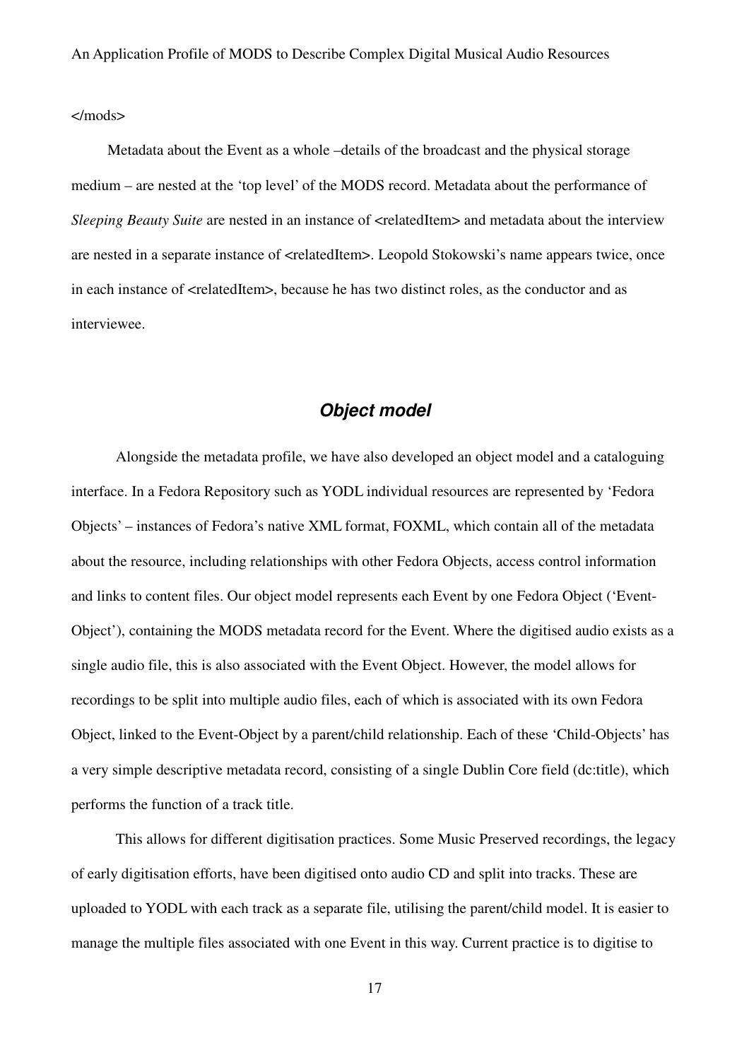</mods>

Metadata about the Event as a whole –details of the broadcast and the physical storage medium – are nested at the 'top level' of the MODS record. Metadata about the performance of *Sleeping Beauty Suite* are nested in an instance of <relatedItem> and metadata about the interview are nested in a separate instance of <relatedItem>. Leopold Stokowski's name appears twice, once in each instance of <relatedItem>, because he has two distinct roles, as the conductor and as interviewee.

## *Object model*

Alongside the metadata profile, we have also developed an object model and a cataloguing interface. In a Fedora Repository such as YODL individual resources are represented by 'Fedora Objects' – instances of Fedora's native XML format, FOXML, which contain all of the metadata about the resource, including relationships with other Fedora Objects, access control information and links to content files. Our object model represents each Event by one Fedora Object ('Event-Object'), containing the MODS metadata record for the Event. Where the digitised audio exists as a single audio file, this is also associated with the Event Object. However, the model allows for recordings to be split into multiple audio files, each of which is associated with its own Fedora Object, linked to the Event-Object by a parent/child relationship. Each of these 'Child-Objects' has a very simple descriptive metadata record, consisting of a single Dublin Core field (dc:title), which performs the function of a track title.

This allows for different digitisation practices. Some Music Preserved recordings, the legacy of early digitisation efforts, have been digitised onto audio CD and split into tracks. These are uploaded to YODL with each track as a separate file, utilising the parent/child model. It is easier to manage the multiple files associated with one Event in this way. Current practice is to digitise to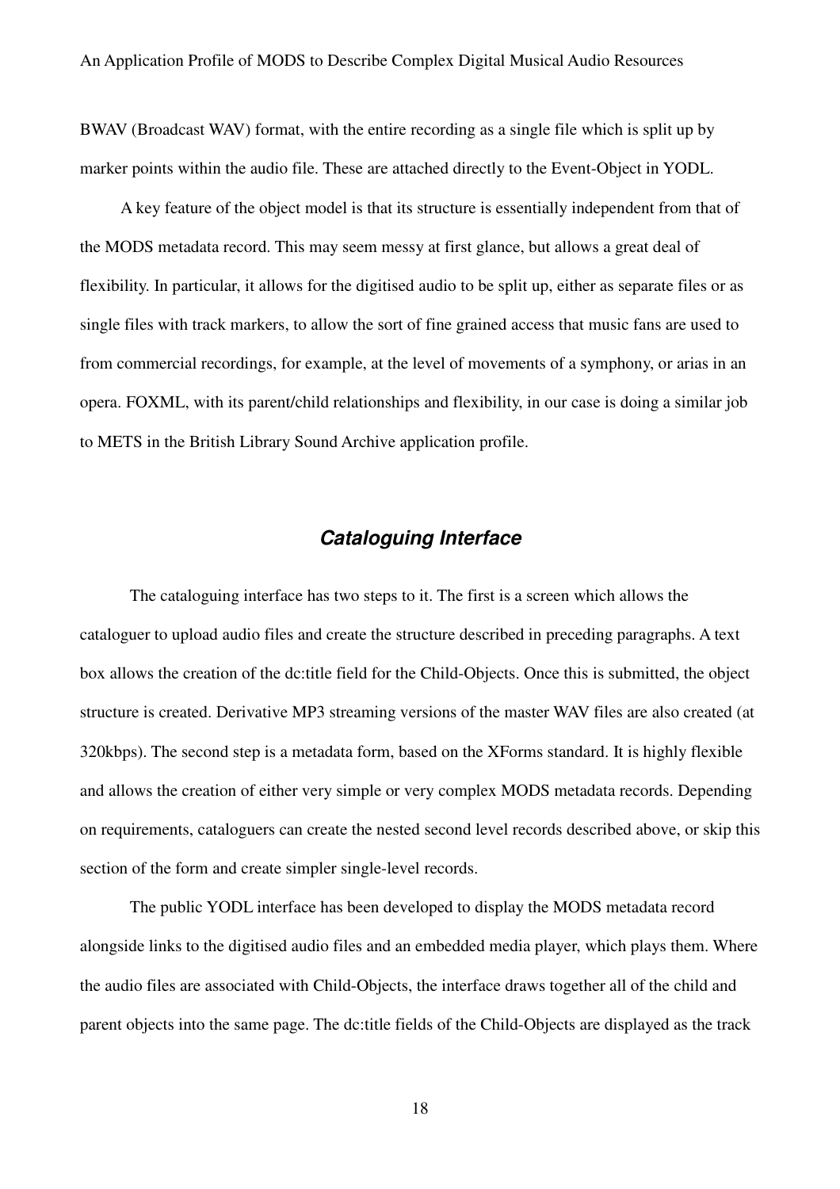BWAV (Broadcast WAV) format, with the entire recording as a single file which is split up by marker points within the audio file. These are attached directly to the Event-Object in YODL.

A key feature of the object model is that its structure is essentially independent from that of the MODS metadata record. This may seem messy at first glance, but allows a great deal of flexibility. In particular, it allows for the digitised audio to be split up, either as separate files or as single files with track markers, to allow the sort of fine grained access that music fans are used to from commercial recordings, for example, at the level of movements of a symphony, or arias in an opera. FOXML, with its parent/child relationships and flexibility, in our case is doing a similar job to METS in the British Library Sound Archive application profile.

## *Cataloguing Interface*

The cataloguing interface has two steps to it. The first is a screen which allows the cataloguer to upload audio files and create the structure described in preceding paragraphs. A text box allows the creation of the dc:title field for the Child-Objects. Once this is submitted, the object structure is created. Derivative MP3 streaming versions of the master WAV files are also created (at 320kbps). The second step is a metadata form, based on the XForms standard. It is highly flexible and allows the creation of either very simple or very complex MODS metadata records. Depending on requirements, cataloguers can create the nested second level records described above, or skip this section of the form and create simpler single-level records.

The public YODL interface has been developed to display the MODS metadata record alongside links to the digitised audio files and an embedded media player, which plays them. Where the audio files are associated with Child-Objects, the interface draws together all of the child and parent objects into the same page. The dc:title fields of the Child-Objects are displayed as the track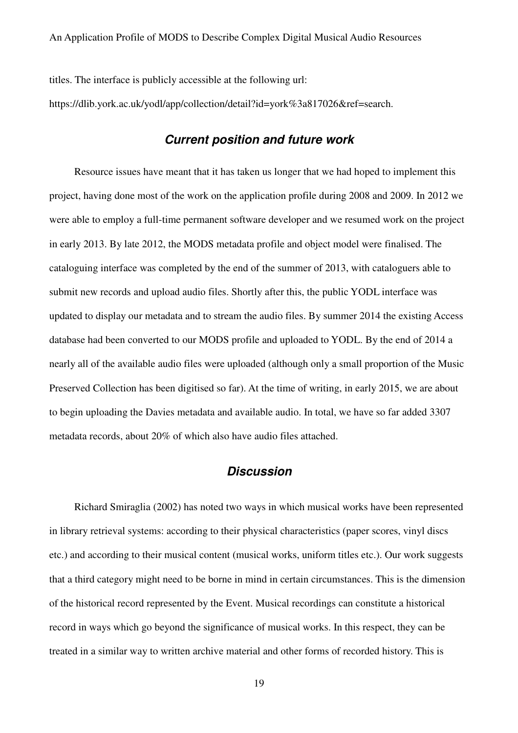titles. The interface is publicly accessible at the following url: https://dlib.york.ac.uk/yodl/app/collection/detail?id=york%3a817026&ref=search.

## *Current position and future work*

Resource issues have meant that it has taken us longer that we had hoped to implement this project, having done most of the work on the application profile during 2008 and 2009. In 2012 we were able to employ a full-time permanent software developer and we resumed work on the project in early 2013. By late 2012, the MODS metadata profile and object model were finalised. The cataloguing interface was completed by the end of the summer of 2013, with cataloguers able to submit new records and upload audio files. Shortly after this, the public YODL interface was updated to display our metadata and to stream the audio files. By summer 2014 the existing Access database had been converted to our MODS profile and uploaded to YODL. By the end of 2014 a nearly all of the available audio files were uploaded (although only a small proportion of the Music Preserved Collection has been digitised so far). At the time of writing, in early 2015, we are about to begin uploading the Davies metadata and available audio. In total, we have so far added 3307 metadata records, about 20% of which also have audio files attached.

## *Discussion*

Richard Smiraglia (2002) has noted two ways in which musical works have been represented in library retrieval systems: according to their physical characteristics (paper scores, vinyl discs etc.) and according to their musical content (musical works, uniform titles etc.). Our work suggests that a third category might need to be borne in mind in certain circumstances. This is the dimension of the historical record represented by the Event. Musical recordings can constitute a historical record in ways which go beyond the significance of musical works. In this respect, they can be treated in a similar way to written archive material and other forms of recorded history. This is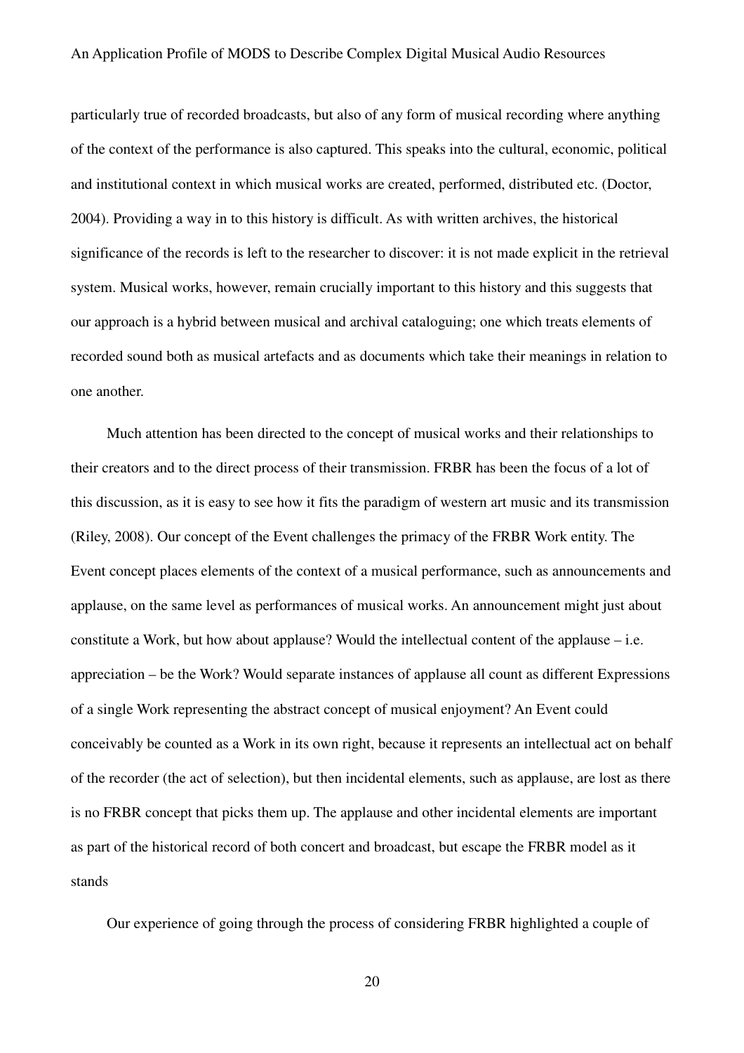particularly true of recorded broadcasts, but also of any form of musical recording where anything of the context of the performance is also captured. This speaks into the cultural, economic, political and institutional context in which musical works are created, performed, distributed etc. (Doctor, 2004). Providing a way in to this history is difficult. As with written archives, the historical significance of the records is left to the researcher to discover: it is not made explicit in the retrieval system. Musical works, however, remain crucially important to this history and this suggests that our approach is a hybrid between musical and archival cataloguing; one which treats elements of recorded sound both as musical artefacts and as documents which take their meanings in relation to one another.

Much attention has been directed to the concept of musical works and their relationships to their creators and to the direct process of their transmission. FRBR has been the focus of a lot of this discussion, as it is easy to see how it fits the paradigm of western art music and its transmission (Riley, 2008). Our concept of the Event challenges the primacy of the FRBR Work entity. The Event concept places elements of the context of a musical performance, such as announcements and applause, on the same level as performances of musical works. An announcement might just about constitute a Work, but how about applause? Would the intellectual content of the applause – i.e. appreciation – be the Work? Would separate instances of applause all count as different Expressions of a single Work representing the abstract concept of musical enjoyment? An Event could conceivably be counted as a Work in its own right, because it represents an intellectual act on behalf of the recorder (the act of selection), but then incidental elements, such as applause, are lost as there is no FRBR concept that picks them up. The applause and other incidental elements are important as part of the historical record of both concert and broadcast, but escape the FRBR model as it stands

Our experience of going through the process of considering FRBR highlighted a couple of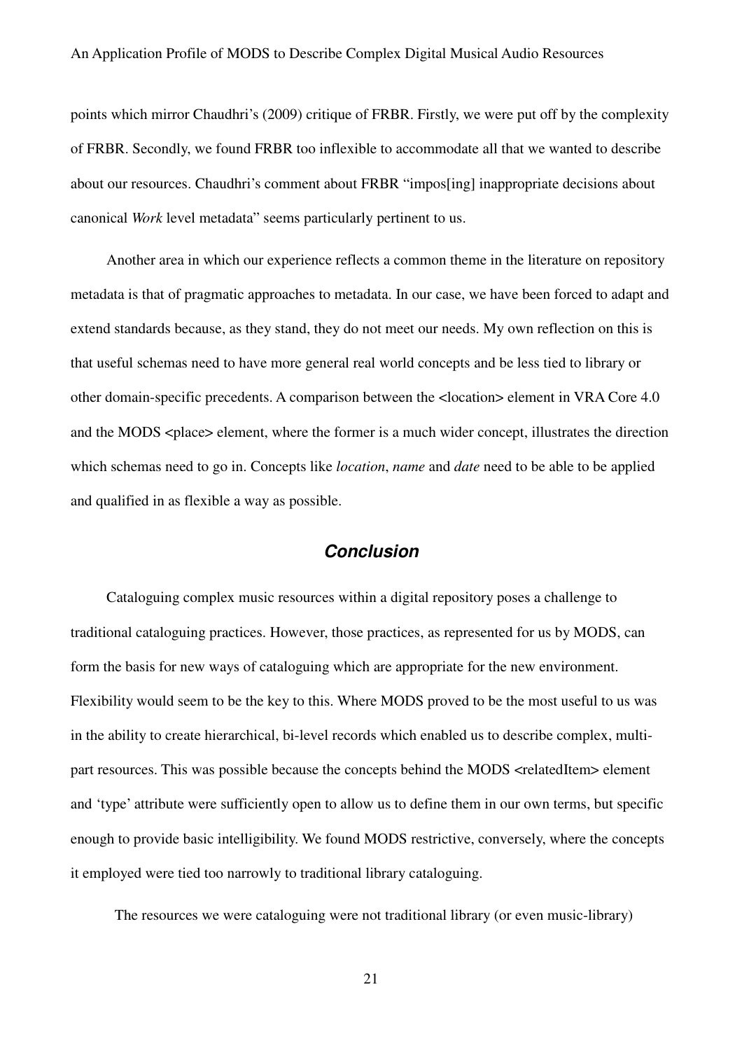points which mirror Chaudhri's (2009) critique of FRBR. Firstly, we were put off by the complexity of FRBR. Secondly, we found FRBR too inflexible to accommodate all that we wanted to describe about our resources. Chaudhri's comment about FRBR "impos[ing] inappropriate decisions about canonical *Work* level metadata" seems particularly pertinent to us.

Another area in which our experience reflects a common theme in the literature on repository metadata is that of pragmatic approaches to metadata. In our case, we have been forced to adapt and extend standards because, as they stand, they do not meet our needs. My own reflection on this is that useful schemas need to have more general real world concepts and be less tied to library or other domain-specific precedents. A comparison between the <location> element in VRA Core 4.0 and the MODS <place> element, where the former is a much wider concept, illustrates the direction which schemas need to go in. Concepts like *location*, *name* and *date* need to be able to be applied and qualified in as flexible a way as possible.

## Conclusion

Cataloguing complex music resources within a digital repository poses a challenge to traditional cataloguing practices. However, those practices, as represented for us by MODS, can form the basis for new ways of cataloguing which are appropriate for the new environment. Flexibility would seem to be the key to this. Where MODS proved to be the most useful to us was in the ability to create hierarchical, bi-level records which enabled us to describe complex, multi-part resources. This was possible because the concepts behind the MODS <relatedItem> element and 'type' attribute were sufficiently open to allow us to define them in our own terms, but specific enough to provide basic intelligibility. We found MODS restrictive, conversely, where the concepts it employed were tied too narrowly to traditional library cataloguing.

The resources we were cataloguing were not traditional library (or even music-library)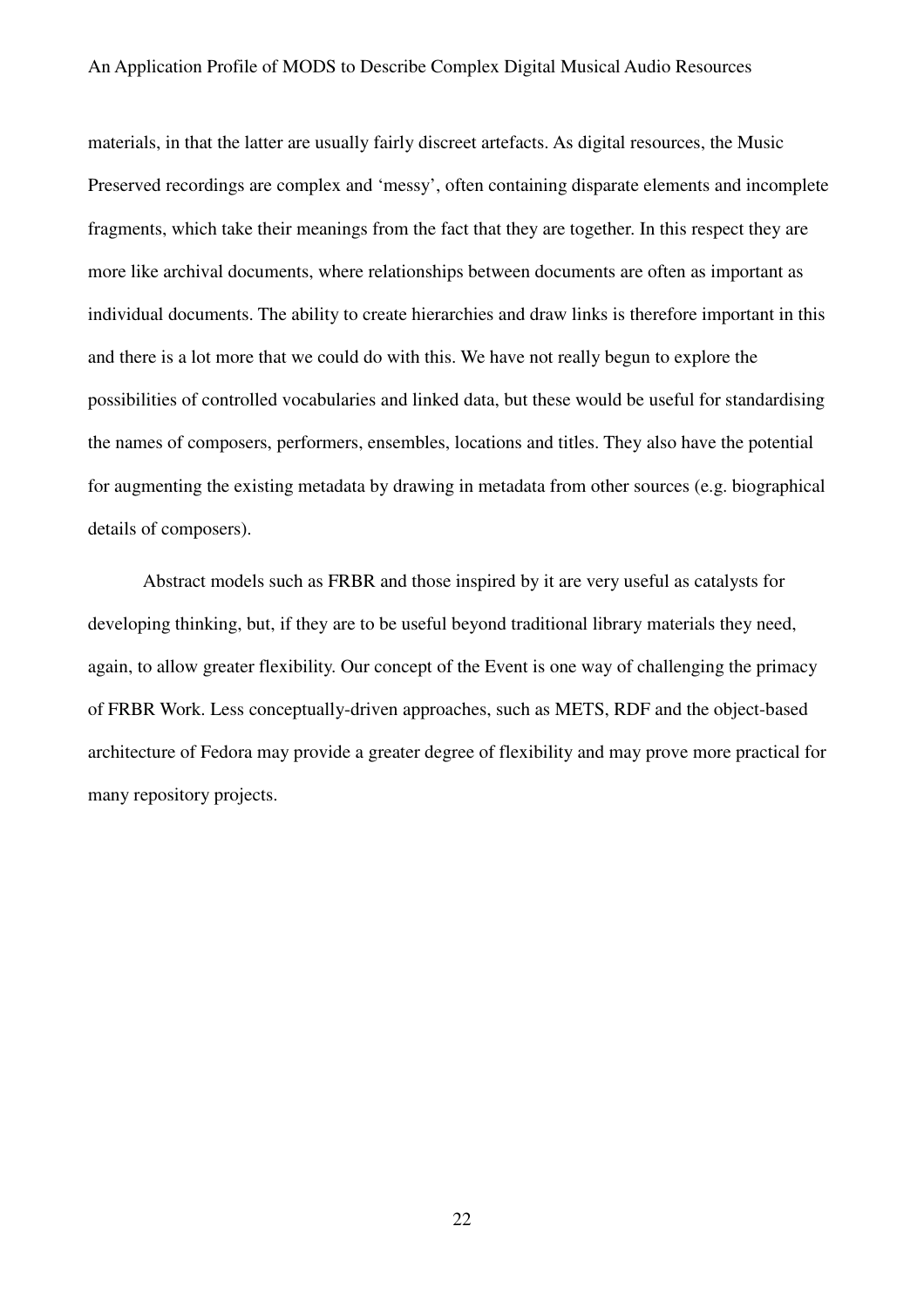materials, in that the latter are usually fairly discreet artefacts. As digital resources, the Music Preserved recordings are complex and 'messy', often containing disparate elements and incomplete fragments, which take their meanings from the fact that they are together. In this respect they are more like archival documents, where relationships between documents are often as important as individual documents. The ability to create hierarchies and draw links is therefore important in this and there is a lot more that we could do with this. We have not really begun to explore the possibilities of controlled vocabularies and linked data, but these would be useful for standardising the names of composers, performers, ensembles, locations and titles. They also have the potential for augmenting the existing metadata by drawing in metadata from other sources (e.g. biographical details of composers).

Abstract models such as FRBR and those inspired by it are very useful as catalysts for developing thinking, but, if they are to be useful beyond traditional library materials they need, again, to allow greater flexibility. Our concept of the Event is one way of challenging the primacy of FRBR Work. Less conceptually-driven approaches, such as METS, RDF and the object-based architecture of Fedora may provide a greater degree of flexibility and may prove more practical for many repository projects.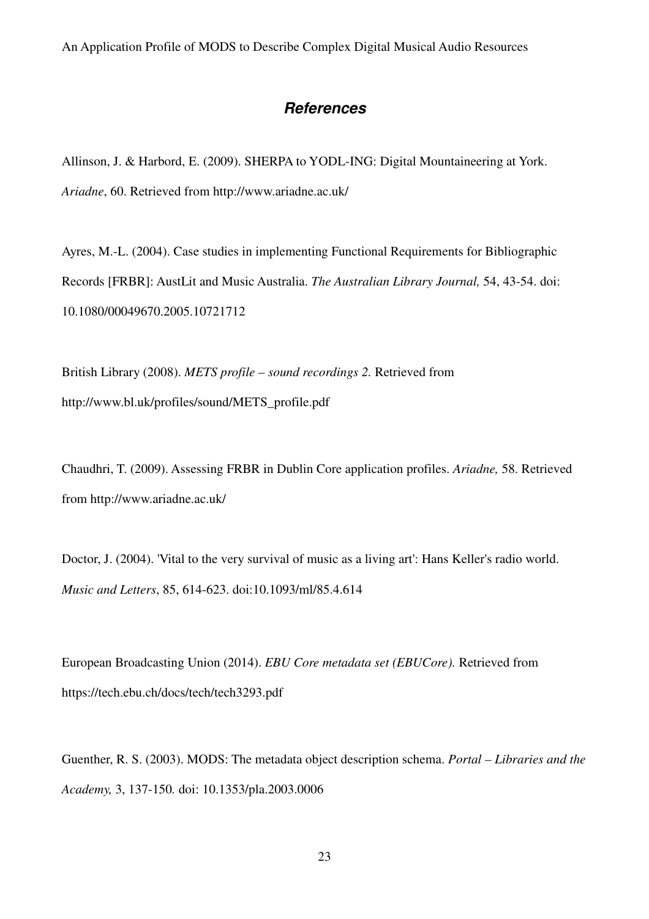## *References*

Allinson, J. & Harbord, E. (2009). SHERPA to YODL-ING: Digital Mountaineering at York. *Ariadne*, 60. Retrieved from http://www.ariadne.ac.uk/

Ayres, M.-L. (2004). Case studies in implementing Functional Requirements for Bibliographic Records [FRBR]: AustLit and Music Australia. *The Australian Library Journal,* 54, 43-54. doi: 10.1080/00049670.2005.10721712

British Library (2008). *METS profile – sound recordings 2.* Retrieved from http://www.bl.uk/profiles/sound/METS_profile.pdf

Chaudhri, T. (2009). Assessing FRBR in Dublin Core application profiles. *Ariadne,* 58. Retrieved from http://www.ariadne.ac.uk/

Doctor, J. (2004). 'Vital to the very survival of music as a living art': Hans Keller's radio world. *Music and Letters*, 85, 614-623. doi:10.1093/ml/85.4.614

European Broadcasting Union (2014). *EBU Core metadata set (EBUCore).* Retrieved from https://tech.ebu.ch/docs/tech/tech3293.pdf

Guenther, R. S. (2003). MODS: The metadata object description schema. *Portal – Libraries and the Academy,* 3, 137-150. doi: 10.1353/pla.2003.0006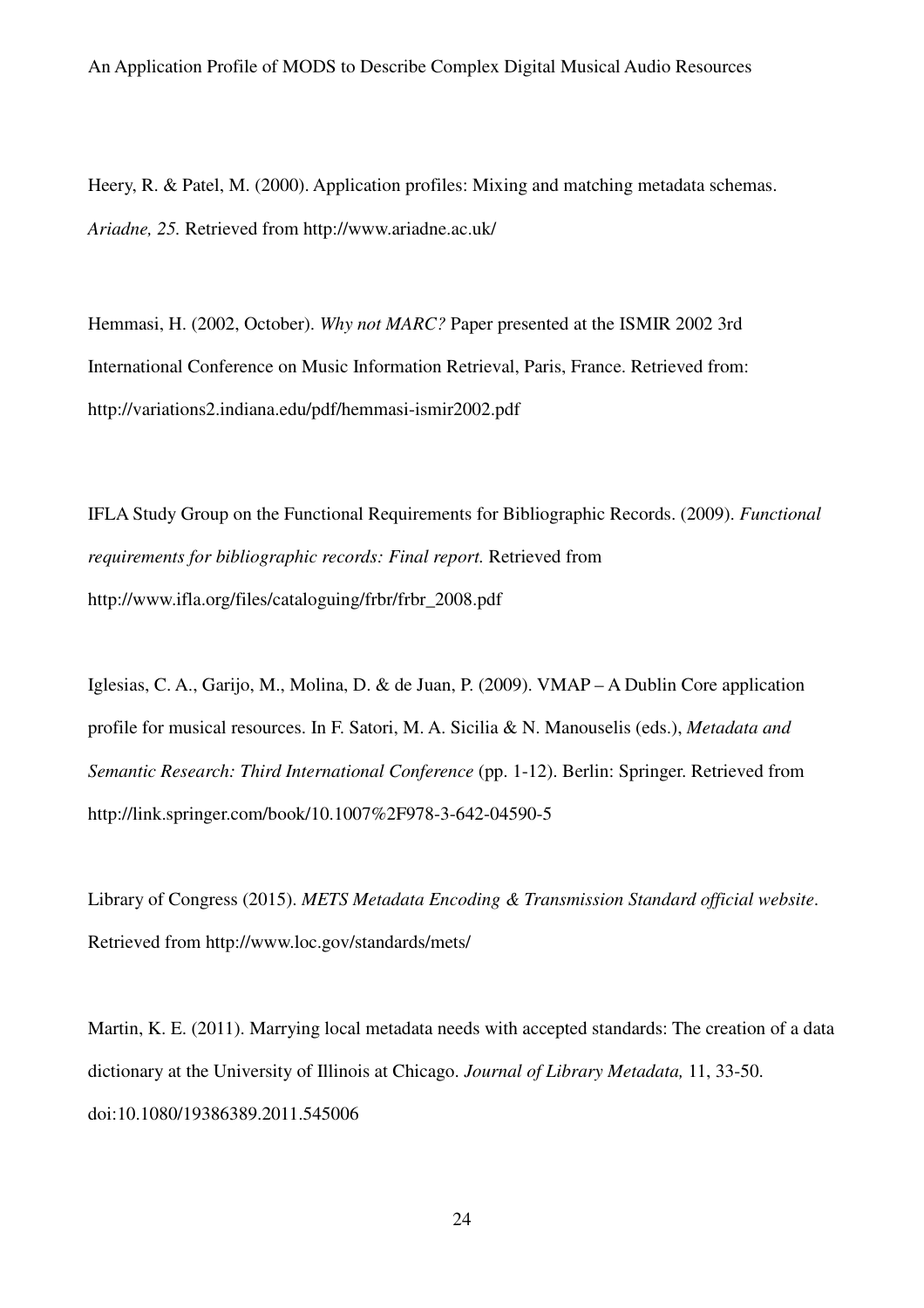Heery, R. & Patel, M. (2000). Application profiles: Mixing and matching metadata schemas. *Ariadne, 25.* Retrieved from http://www.ariadne.ac.uk/

Hemmasi, H. (2002, October). *Why not MARC?* Paper presented at the ISMIR 2002 3rd International Conference on Music Information Retrieval, Paris, France. Retrieved from: http://variations2.indiana.edu/pdf/hemmasi-ismir2002.pdf

IFLA Study Group on the Functional Requirements for Bibliographic Records. (2009). *Functional requirements for bibliographic records: Final report.* Retrieved from http://www.ifla.org/files/cataloguing/frbr/frbr_2008.pdf

Iglesias, C. A., Garijo, M., Molina, D. & de Juan, P. (2009). VMAP – A Dublin Core application profile for musical resources. In F. Satori, M. A. Sicilia & N. Manouselis (eds.), *Metadata and Semantic Research: Third International Conference* (pp. 1-12). Berlin: Springer. Retrieved from http://link.springer.com/book/10.1007%2F978-3-642-04590-5

Library of Congress (2015). *METS Metadata Encoding & Transmission Standard official website*. Retrieved from http://www.loc.gov/standards/mets/

Martin, K. E. (2011). Marrying local metadata needs with accepted standards: The creation of a data dictionary at the University of Illinois at Chicago. *Journal of Library Metadata,* 11, 33-50. doi:10.1080/19386389.2011.545006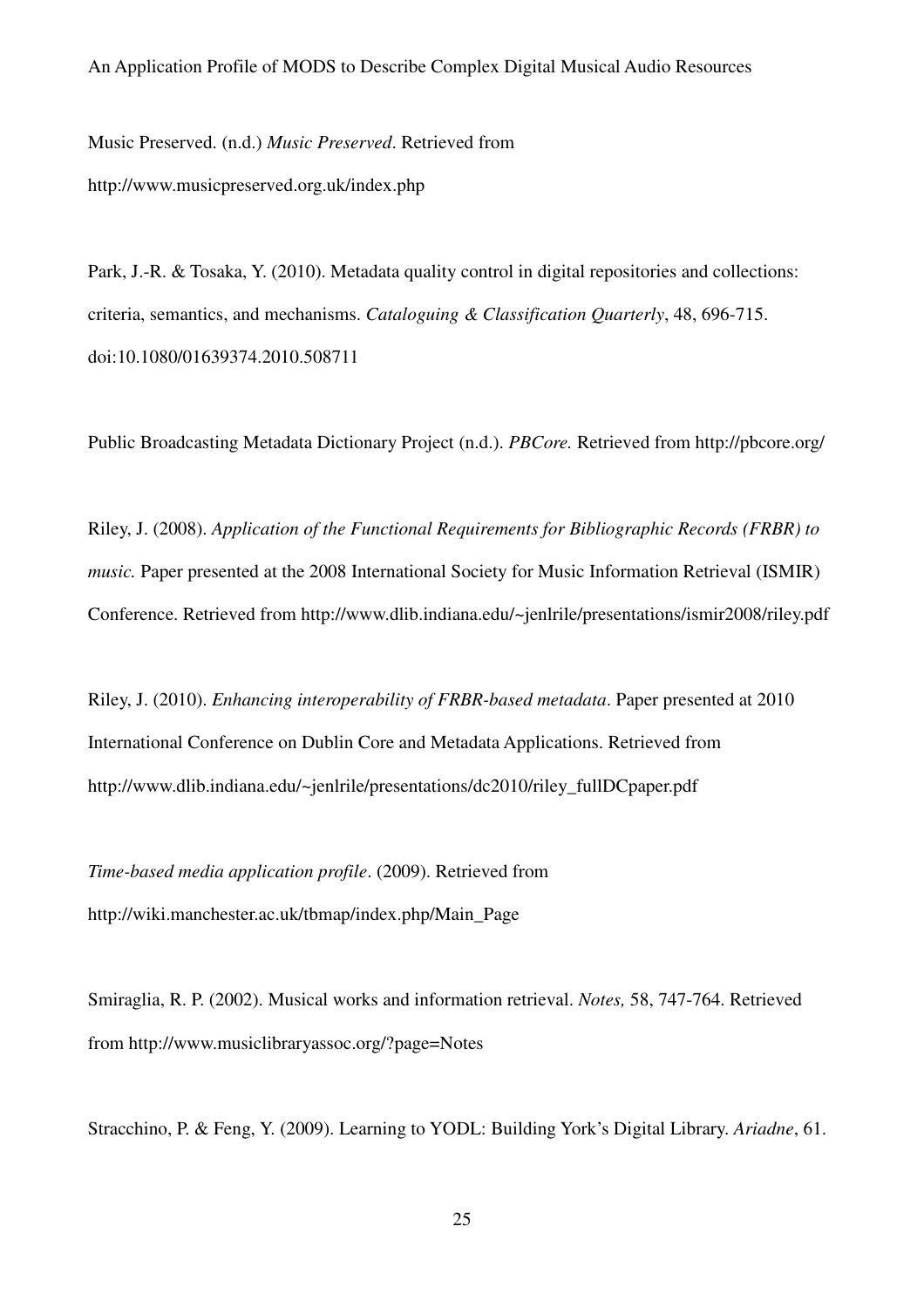Music Preserved. (n.d.) *Music Preserved*. Retrieved from http://www.musicpreserved.org.uk/index.php

Park, J.-R. & Tosaka, Y. (2010). Metadata quality control in digital repositories and collections: criteria, semantics, and mechanisms. *Cataloguing & Classification Quarterly*, 48, 696-715. doi:10.1080/01639374.2010.508711

Public Broadcasting Metadata Dictionary Project (n.d.). *PBCore.* Retrieved from http://pbcore.org/

Riley, J. (2008). *Application of the Functional Requirements for Bibliographic Records (FRBR) to music.* Paper presented at the 2008 International Society for Music Information Retrieval (ISMIR) Conference. Retrieved from http://www.dlib.indiana.edu/~jenlrile/presentations/ismir2008/riley.pdf

Riley, J. (2010). *Enhancing interoperability of FRBR-based metadata*. Paper presented at 2010 International Conference on Dublin Core and Metadata Applications. Retrieved from http://www.dlib.indiana.edu/~jenlrile/presentations/dc2010/riley_fullDCpaper.pdf

*Time-based media application profile*. (2009). Retrieved from http://wiki.manchester.ac.uk/tbmap/index.php/Main_Page

Smiraglia, R. P. (2002). Musical works and information retrieval. *Notes,* 58, 747-764. Retrieved from http://www.musiclibraryassoc.org/?page=Notes

Stracchino, P. & Feng, Y. (2009). Learning to YODL: Building York's Digital Library. *Ariadne*, 61.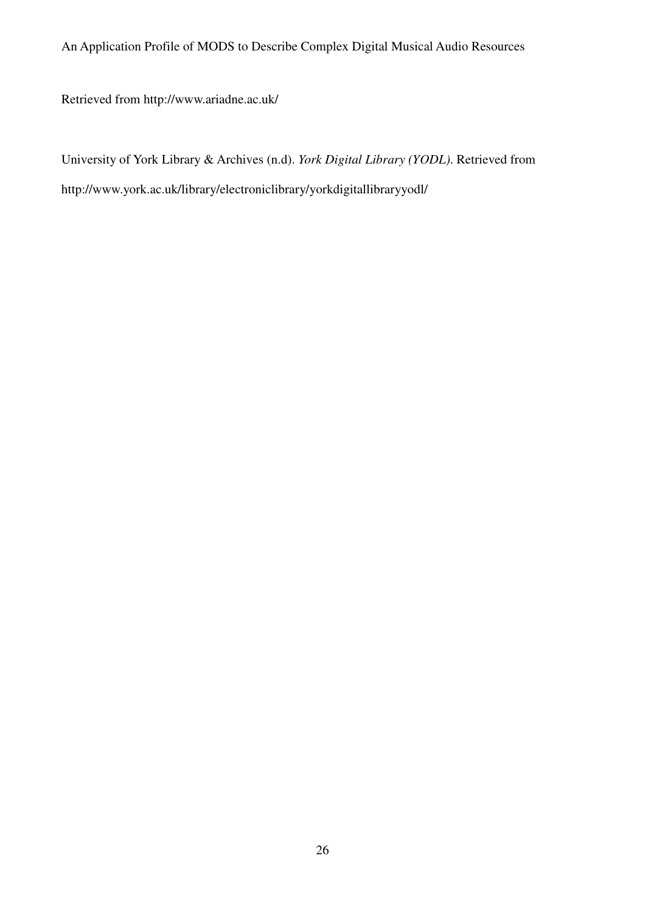Retrieved from http://www.ariadne.ac.uk/

University of York Library & Archives (n.d). *York Digital Library (YODL)*. Retrieved from http://www.york.ac.uk/library/electroniclibrary/yorkdigitallibraryyodl/